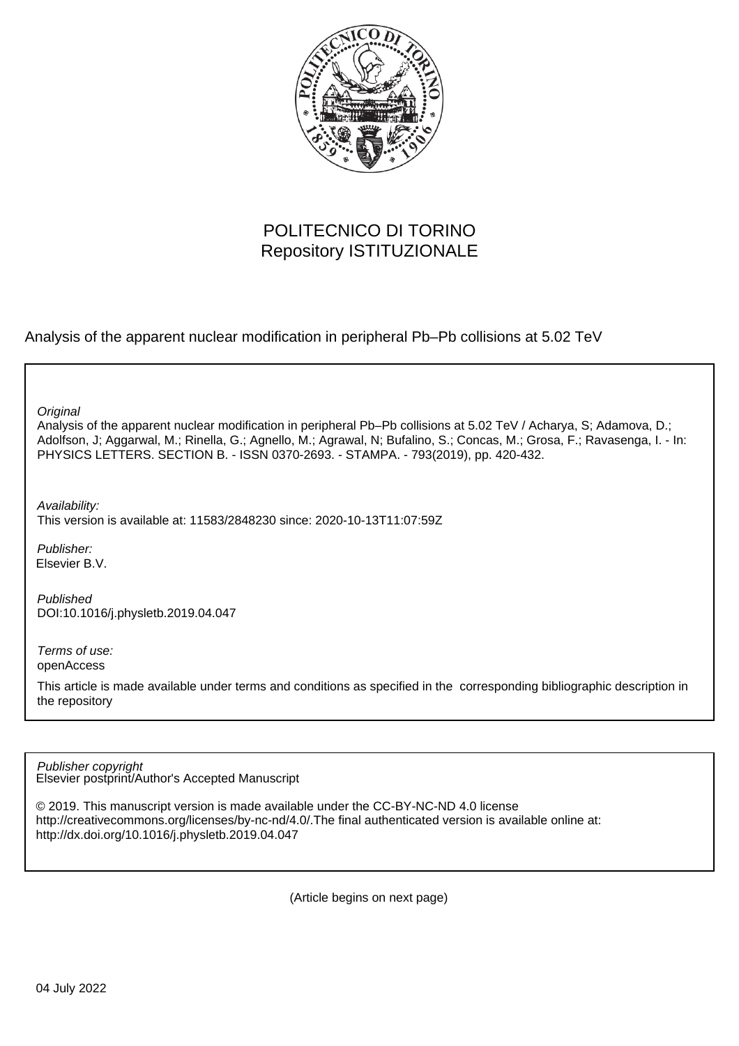POLITECNICO DI TORINO
Repository ISTITUZIONALE

Analysis of the apparent nuclear modification in peripheral Pb–Pb collisions at 5.02 TeV

*Original*

Analysis of the apparent nuclear modification in peripheral Pb–Pb collisions at 5.02 TeV / Acharya, S; Adamova, D.; Adolfson, J; Aggarwal, M.; Rinella, G.; Agnello, M.; Agrawal, N; Bufalino, S.; Concas, M.; Grosa, F.; Ravasenga, I. - In: PHYSICS LETTERS. SECTION B. - ISSN 0370-2693. - STAMPA. - 793(2019), pp. 420-432.

*Availability:*

This version is available at: 11583/2848230 since: 2020-10-13T11:07:59Z

*Publisher:*

Elsevier B.V.

*Published*

DOI:10.1016/j.physletb.2019.04.047

*Terms of use:*

openAccess

This article is made available under terms and conditions as specified in the corresponding bibliographic description in the repository

*Publisher copyright*

Elsevier postprint/Author's Accepted Manuscript

© 2019. This manuscript version is made available under the CC-BY-NC-ND 4.0 license http://creativecommons.org/licenses/by-nc-nd/4.0/.The final authenticated version is available online at: http://dx.doi.org/10.1016/j.physletb.2019.04.047

(Article begins on next page)

04 July 2022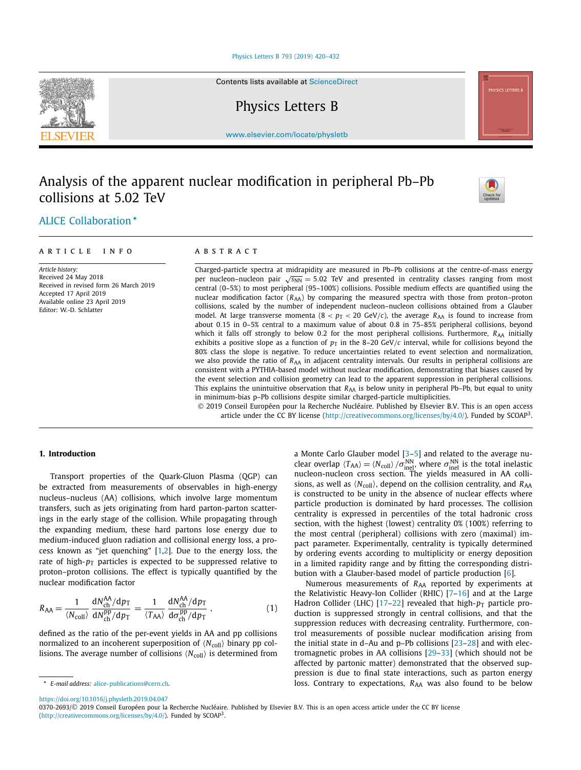# Analysis of the apparent nuclear modification in peripheral Pb–Pb collisions at 5.02 TeV

ALICE Collaboration *

**ARTICLE INFO**

*Article history:*
Received 24 May 2018
Received in revised form 26 March 2019
Accepted 17 April 2019
Available online 23 April 2019
Editor: W.-D. Schlatter

**ABSTRACT**

Charged-particle spectra at midrapidity are measured in Pb–Pb collisions at the centre-of-mass energy per nucleon–nucleon pair $\sqrt{s_{\rm NN}} = 5.02$ TeV and presented in centrality classes ranging from most central (0–5%) to most peripheral (95–100%) collisions. Possible medium effects are quantified using the nuclear modification factor ($R_{\rm AA}$) by comparing the measured spectra with those from proton–proton collisions, scaled by the number of independent nucleon–nucleon collisions obtained from a Glauber model. At large transverse momenta ($8 < p_{\rm T} < 20$ GeV/$c$), the average $R_{\rm AA}$ is found to increase from about 0.15 in 0–5% central to a maximum value of about 0.8 in 75–85% peripheral collisions, beyond which it falls off strongly to below 0.2 for the most peripheral collisions. Furthermore, $R_{\rm AA}$ initially exhibits a positive slope as a function of $p_{\rm T}$ in the 8–20 GeV/$c$ interval, while for collisions beyond the 80% class the slope is negative. To reduce uncertainties related to event selection and normalization, we also provide the ratio of $R_{\rm AA}$ in adjacent centrality intervals. Our results in peripheral collisions are consistent with a PYTHIA-based model without nuclear modification, demonstrating that biases caused by the event selection and collision geometry can lead to the apparent suppression in peripheral collisions. This explains the unintuitive observation that $R_{\rm AA}$ is below unity in peripheral Pb–Pb, but equal to unity in minimum-bias p–Pb collisions despite similar charged-particle multiplicities.

© 2019 Conseil Européen pour la Recherche Nucléaire. Published by Elsevier B.V. This is an open access article under the CC BY license (http://creativecommons.org/licenses/by/4.0/). Funded by SCOAP[3].

## 1. Introduction

Transport properties of the Quark-Gluon Plasma (QGP) can be extracted from measurements of observables in high-energy nucleus–nucleus (AA) collisions, which involve large momentum transfers, such as jets originating from hard parton-parton scatterings in the early stage of the collision. While propagating through the expanding medium, these hard partons lose energy due to medium-induced gluon radiation and collisional energy loss, a process known as "jet quenching" [1,2]. Due to the energy loss, the rate of high-$p_{\rm T}$ particles is expected to be suppressed relative to proton–proton collisions. The effect is typically quantified by the nuclear modification factor

$$R_{\rm AA} = \frac{1}{\langle N_{\rm coll}\rangle}\frac{{\rm d}N_{\rm ch}^{\rm AA}/{\rm d}p_{\rm T}}{{\rm d}N_{\rm ch}^{\rm pp}/{\rm d}p_{\rm T}} = \frac{1}{\langle T_{\rm AA}\rangle}\frac{{\rm d}N_{\rm ch}^{\rm AA}/{\rm d}p_{\rm T}}{{\rm d}\sigma_{\rm ch}^{\rm pp}/{\rm d}p_{\rm T}}\,, \qquad (1)$$

defined as the ratio of the per-event yields in AA and pp collisions normalized to an incoherent superposition of $\langle N_{\rm coll}\rangle$ binary pp collisions. The average number of collisions $\langle N_{\rm coll}\rangle$ is determined from a Monte Carlo Glauber model [3–5] and related to the average nuclear overlap $\langle T_{\rm AA}\rangle = \langle N_{\rm coll}\rangle / \sigma_{\rm inel}^{\rm NN}$, where $\sigma_{\rm inel}^{\rm NN}$ is the total inelastic nucleon-nucleon cross section. The yields measured in AA collisions, as well as $\langle N_{\rm coll}\rangle$, depend on the collision centrality, and $R_{\rm AA}$ is constructed to be unity in the absence of nuclear effects where particle production is dominated by hard processes. The collision centrality is expressed in percentiles of the total hadronic cross section, with the highest (lowest) centrality 0% (100%) referring to the most central (peripheral) collisions with zero (maximal) impact parameter. Experimentally, centrality is typically determined by ordering events according to multiplicity or energy deposition in a limited rapidity range and by fitting the corresponding distribution with a Glauber-based model of particle production [6].

Numerous measurements of $R_{\rm AA}$ reported by experiments at the Relativistic Heavy-Ion Collider (RHIC) [7–16] and at the Large Hadron Collider (LHC) [17–22] revealed that high-$p_{\rm T}$ particle production is suppressed strongly in central collisions, and that the suppression reduces with decreasing centrality. Furthermore, control measurements of possible nuclear modification arising from the initial state in d–Au and p–Pb collisions [23–28] and with electromagnetic probes in AA collisions [29–33] (which should not be affected by partonic matter) demonstrated that the observed suppression is due to final state interactions, such as parton energy loss. Contrary to expectations, $R_{\rm AA}$ was also found to be below

* E-mail address: alice-publications@cern.ch.

https://doi.org/10.1016/j.physletb.2019.04.047
0370-2693/© 2019 Conseil Européen pour la Recherche Nucléaire. Published by Elsevier B.V. This is an open access article under the CC BY license (http://creativecommons.org/licenses/by/4.0/). Funded by SCOAP[3].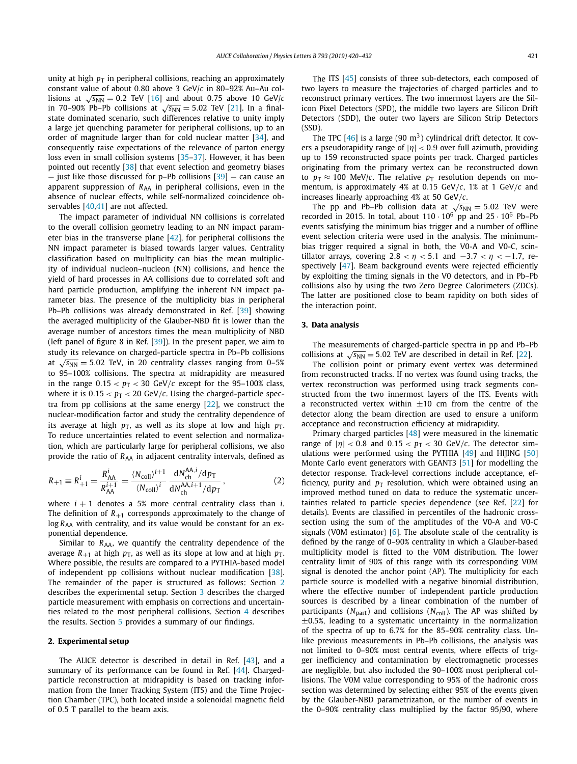unity at high $p_T$ in peripheral collisions, reaching an approximately constant value of about 0.80 above 3 GeV/$c$ in 80–92% Au–Au collisions at $\sqrt{s_{NN}} = 0.2$ TeV [16] and about 0.75 above 10 GeV/$c$ in 70–90% Pb–Pb collisions at $\sqrt{s_{NN}} = 5.02$ TeV [21]. In a final-state dominated scenario, such differences relative to unity imply a large jet quenching parameter for peripheral collisions, up to an order of magnitude larger than for cold nuclear matter [34], and consequently raise expectations of the relevance of parton energy loss even in small collision systems [35–37]. However, it has been pointed out recently [38] that event selection and geometry biases — just like those discussed for p–Pb collisions [39] — can cause an apparent suppression of $R_{AA}$ in peripheral collisions, even in the absence of nuclear effects, while self-normalized coincidence observables [40,41] are not affected.

The impact parameter of individual NN collisions is correlated to the overall collision geometry leading to an NN impact parameter bias in the transverse plane [42], for peripheral collisions the NN impact parameter is biased towards larger values. Centrality classification based on multiplicity can bias the mean multiplicity of individual nucleon–nucleon (NN) collisions, and hence the yield of hard processes in AA collisions due to correlated soft and hard particle production, amplifying the inherent NN impact parameter bias. The presence of the multiplicity bias in peripheral Pb–Pb collisions was already demonstrated in Ref. [39] showing the averaged multiplicity of the Glauber-NBD fit is lower than the average number of ancestors times the mean multiplicity of NBD (left panel of figure 8 in Ref. [39]). In the present paper, we aim to study its relevance on charged-particle spectra in Pb–Pb collisions at $\sqrt{s_{NN}} = 5.02$ TeV, in 20 centrality classes ranging from 0–5% to 95–100% collisions. The spectra at midrapidity are measured in the range $0.15 < p_T < 30$ GeV/$c$ except for the 95–100% class, where it is $0.15 < p_T < 20$ GeV/$c$. Using the charged-particle spectra from pp collisions at the same energy [22], we construct the nuclear-modification factor and study the centrality dependence of its average at high $p_T$, as well as its slope at low and high $p_T$. To reduce uncertainties related to event selection and normalization, which are particularly large for peripheral collisions, we also provide the ratio of $R_{AA}$ in adjacent centrality intervals, defined as

$$R_{+1} \equiv R^{i}_{+1} = \frac{R^{i}_{AA}}{R^{i+1}_{AA}} = \frac{\langle N_{coll}\rangle^{i+1}}{\langle N_{coll}\rangle^{i}} \, \frac{dN^{AA,i}_{ch}/dp_T}{dN^{AA,i+1}_{ch}/dp_T}\,, \tag{2}$$

where $i+1$ denotes a 5% more central centrality class than $i$. The definition of $R_{+1}$ corresponds approximately to the change of $\log R_{AA}$ with centrality, and its value would be constant for an exponential dependence.

Similar to $R_{AA}$, we quantify the centrality dependence of the average $R_{+1}$ at high $p_T$, as well as its slope at low and at high $p_T$. Where possible, the results are compared to a PYTHIA-based model of independent pp collisions without nuclear modification [38]. The remainder of the paper is structured as follows: Section 2 describes the experimental setup. Section 3 describes the charged particle measurement with emphasis on corrections and uncertainties related to the most peripheral collisions. Section 4 describes the results. Section 5 provides a summary of our findings.

## 2. Experimental setup

The ALICE detector is described in detail in Ref. [43], and a summary of its performance can be found in Ref. [44]. Charged-particle reconstruction at midrapidity is based on tracking information from the Inner Tracking System (ITS) and the Time Projection Chamber (TPC), both located inside a solenoidal magnetic field of 0.5 T parallel to the beam axis.

The ITS [45] consists of three sub-detectors, each composed of two layers to measure the trajectories of charged particles and to reconstruct primary vertices. The two innermost layers are the Silicon Pixel Detectors (SPD), the middle two layers are Silicon Drift Detectors (SDD), the outer two layers are Silicon Strip Detectors (SSD).

The TPC [46] is a large (90 m$^3$) cylindrical drift detector. It covers a pseudorapidity range of $|\eta| < 0.9$ over full azimuth, providing up to 159 reconstructed space points per track. Charged particles originating from the primary vertex can be reconstructed down to $p_T \approx 100$ MeV/$c$. The relative $p_T$ resolution depends on momentum, is approximately 4% at 0.15 GeV/$c$, 1% at 1 GeV/$c$ and increases linearly approaching 4% at 50 GeV/$c$.

The pp and Pb–Pb collision data at $\sqrt{s_{NN}} = 5.02$ TeV were recorded in 2015. In total, about $110 \cdot 10^6$ pp and $25 \cdot 10^6$ Pb–Pb events satisfying the minimum bias trigger and a number of offline event selection criteria were used in the analysis. The minimum-bias trigger required a signal in both, the V0-A and V0-C, scintillator arrays, covering $2.8 < \eta < 5.1$ and $-3.7 < \eta < -1.7$, respectively [47]. Beam background events were rejected efficiently by exploiting the timing signals in the V0 detectors, and in Pb–Pb collisions also by using the two Zero Degree Calorimeters (ZDCs). The latter are positioned close to beam rapidity on both sides of the interaction point.

## 3. Data analysis

The measurements of charged-particle spectra in pp and Pb–Pb collisions at $\sqrt{s_{NN}} = 5.02$ TeV are described in detail in Ref. [22].

The collision point or primary event vertex was determined from reconstructed tracks. If no vertex was found using tracks, the vertex reconstruction was performed using track segments constructed from the two innermost layers of the ITS. Events with a reconstructed vertex within ±10 cm from the centre of the detector along the beam direction are used to ensure a uniform acceptance and reconstruction efficiency at midrapidity.

Primary charged particles [48] were measured in the kinematic range of $|\eta| < 0.8$ and $0.15 < p_T < 30$ GeV/$c$. The detector simulations were performed using the PYTHIA [49] and HIJING [50] Monte Carlo event generators with GEANT3 [51] for modelling the detector response. Track-level corrections include acceptance, efficiency, purity and $p_T$ resolution, which were obtained using an improved method tuned on data to reduce the systematic uncertainties related to particle species dependence (see Ref. [22] for details). Events are classified in percentiles of the hadronic cross-section using the sum of the amplitudes of the V0-A and V0-C signals (V0M estimator) [6]. The absolute scale of the centrality is defined by the range of 0–90% centrality in which a Glauber-based multiplicity model is fitted to the V0M distribution. The lower centrality limit of 90% of this range with its corresponding V0M signal is denoted the anchor point (AP). The multiplicity for each particle source is modelled with a negative binomial distribution, where the effective number of independent particle production sources is described by a linear combination of the number of participants ($N_{part}$) and collisions ($N_{coll}$). The AP was shifted by ±0.5%, leading to a systematic uncertainty in the normalization of the spectra of up to 6.7% for the 85–90% centrality class. Unlike previous measurements in Pb–Pb collisions, the analysis was not limited to 0–90% most central events, where effects of trigger inefficiency and contamination by electromagnetic processes are negligible, but also included the 90–100% most peripheral collisions. The V0M value corresponding to 95% of the hadronic cross section was determined by selecting either 95% of the events given by the Glauber-NBD parametrization, or the number of events in the 0–90% centrality class multiplied by the factor 95/90, where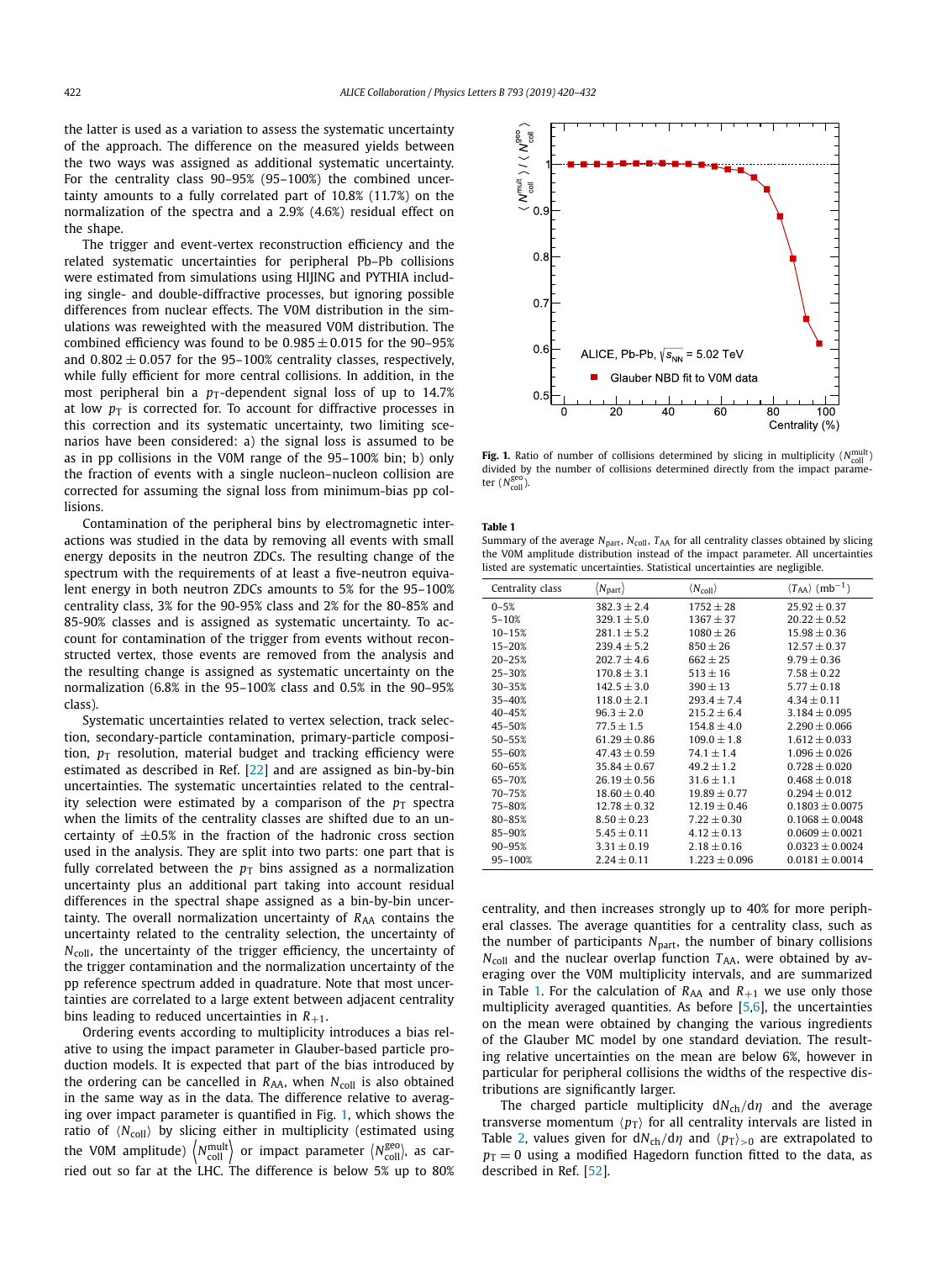the latter is used as a variation to assess the systematic uncertainty of the approach. The difference on the measured yields between the two ways was assigned as additional systematic uncertainty. For the centrality class 90–95% (95–100%) the combined uncertainty amounts to a fully correlated part of 10.8% (11.7%) on the normalization of the spectra and a 2.9% (4.6%) residual effect on the shape.

The trigger and event-vertex reconstruction efficiency and the related systematic uncertainties for peripheral Pb–Pb collisions were estimated from simulations using HIJING and PYTHIA including single- and double-diffractive processes, but ignoring possible differences from nuclear effects. The V0M distribution in the simulations was reweighted with the measured V0M distribution. The combined efficiency was found to be $0.985 \pm 0.015$ for the 90–95% and $0.802 \pm 0.057$ for the 95–100% centrality classes, respectively, while fully efficient for more central collisions. In addition, in the most peripheral bin a $p_T$-dependent signal loss of up to 14.7% at low $p_T$ is corrected for. To account for diffractive processes in this correction and its systematic uncertainty, two limiting scenarios have been considered: a) the signal loss is assumed to be as in pp collisions in the V0M range of the 95–100% bin; b) only the fraction of events with a single nucleon–nucleon collision are corrected for assuming the signal loss from minimum-bias pp collisions.

Contamination of the peripheral bins by electromagnetic interactions was studied in the data by removing all events with small energy deposits in the neutron ZDCs. The resulting change of the spectrum with the requirements of at least a five-neutron equivalent energy in both neutron ZDCs amounts to 5% for the 95–100% centrality class, 3% for the 90-95% class and 2% for the 80-85% and 85-90% classes and is assigned as systematic uncertainty. To account for contamination of the trigger from events without reconstructed vertex, those events are removed from the analysis and the resulting change is assigned as systematic uncertainty on the normalization (6.8% in the 95–100% class and 0.5% in the 90–95% class).

Systematic uncertainties related to vertex selection, track selection, secondary-particle contamination, primary-particle composition, $p_T$ resolution, material budget and tracking efficiency were estimated as described in Ref. [22] and are assigned as bin-by-bin uncertainties. The systematic uncertainties related to the centrality selection were estimated by a comparison of the $p_T$ spectra when the limits of the centrality classes are shifted due to an uncertainty of $\pm 0.5\%$ in the fraction of the hadronic cross section used in the analysis. They are split into two parts: one part that is fully correlated between the $p_T$ bins assigned as a normalization uncertainty plus an additional part taking into account residual differences in the spectral shape assigned as a bin-by-bin uncertainty. The overall normalization uncertainty of $R_{AA}$ contains the uncertainty related to the centrality selection, the uncertainty of $N_{coll}$, the uncertainty of the trigger efficiency, the uncertainty of the trigger contamination and the normalization uncertainty of the pp reference spectrum added in quadrature. Note that most uncertainties are correlated to a large extent between adjacent centrality bins leading to reduced uncertainties in $R_{+1}$.

Ordering events according to multiplicity introduces a bias relative to using the impact parameter in Glauber-based particle production models. It is expected that part of the bias introduced by the ordering can be cancelled in $R_{AA}$, when $N_{coll}$ is also obtained in the same way as in the data. The difference relative to averaging over impact parameter is quantified in Fig. 1, which shows the ratio of $\langle N_{coll}\rangle$ by slicing either in multiplicity (estimated using the V0M amplitude) $\langle N_{coll}^{mult}\rangle$ or impact parameter $\langle N_{coll}^{geo}\rangle$, as carried out so far at the LHC. The difference is below 5% up to 80% centrality, and then increases strongly up to 40% for more peripheral classes. The average quantities for a centrality class, such as the number of participants $N_{part}$, the number of binary collisions $N_{coll}$ and the nuclear overlap function $T_{AA}$, were obtained by averaging over the V0M multiplicity intervals, and are summarized in Table 1. For the calculation of $R_{AA}$ and $R_{+1}$ we use only those multiplicity averaged quantities. As before [5,6], the uncertainties on the mean were obtained by changing the various ingredients of the Glauber MC model by one standard deviation. The resulting relative uncertainties on the mean are below 6%, however in particular for peripheral collisions the widths of the respective distributions are significantly larger.

**Fig. 1.** Ratio of number of collisions determined by slicing in multiplicity ($N_{coll}^{mult}$) divided by the number of collisions determined directly from the impact parameter ($N_{coll}^{geo}$).

**Table 1**
Summary of the average $N_{part}$, $N_{coll}$, $T_{AA}$ for all centrality classes obtained by slicing the V0M amplitude distribution instead of the impact parameter. All uncertainties listed are systematic uncertainties. Statistical uncertainties are negligible.

| Centrality class | $\langle N_{part}\rangle$ | $\langle N_{coll}\rangle$ | $\langle T_{AA}\rangle$ (mb$^{-1}$) |
|---|---|---|---|
| 0–5% | $382.3 \pm 2.4$ | $1752 \pm 28$ | $25.92 \pm 0.37$ |
| 5–10% | $329.1 \pm 5.0$ | $1367 \pm 37$ | $20.22 \pm 0.52$ |
| 10–15% | $281.1 \pm 5.2$ | $1080 \pm 26$ | $15.98 \pm 0.36$ |
| 15–20% | $239.4 \pm 5.2$ | $850 \pm 26$ | $12.57 \pm 0.37$ |
| 20–25% | $202.7 \pm 4.6$ | $662 \pm 25$ | $9.79 \pm 0.36$ |
| 25–30% | $170.8 \pm 3.1$ | $513 \pm 16$ | $7.58 \pm 0.22$ |
| 30–35% | $142.5 \pm 3.0$ | $390 \pm 13$ | $5.77 \pm 0.18$ |
| 35–40% | $118.0 \pm 2.1$ | $293.4 \pm 7.4$ | $4.34 \pm 0.11$ |
| 40–45% | $96.3 \pm 2.0$ | $215.2 \pm 6.4$ | $3.184 \pm 0.095$ |
| 45–50% | $77.5 \pm 1.5$ | $154.8 \pm 4.0$ | $2.290 \pm 0.066$ |
| 50–55% | $61.29 \pm 0.86$ | $109.0 \pm 1.8$ | $1.612 \pm 0.033$ |
| 55–60% | $47.43 \pm 0.59$ | $74.1 \pm 1.4$ | $1.096 \pm 0.026$ |
| 60–65% | $35.84 \pm 0.67$ | $49.2 \pm 1.2$ | $0.728 \pm 0.020$ |
| 65–70% | $26.19 \pm 0.56$ | $31.6 \pm 1.1$ | $0.468 \pm 0.018$ |
| 70–75% | $18.60 \pm 0.40$ | $19.89 \pm 0.77$ | $0.294 \pm 0.012$ |
| 75–80% | $12.78 \pm 0.32$ | $12.19 \pm 0.46$ | $0.1803 \pm 0.0075$ |
| 80–85% | $8.50 \pm 0.23$ | $7.22 \pm 0.30$ | $0.1068 \pm 0.0048$ |
| 85–90% | $5.45 \pm 0.11$ | $4.12 \pm 0.13$ | $0.0609 \pm 0.0021$ |
| 90–95% | $3.31 \pm 0.19$ | $2.18 \pm 0.16$ | $0.0323 \pm 0.0024$ |
| 95–100% | $2.24 \pm 0.11$ | $1.223 \pm 0.096$ | $0.0181 \pm 0.0014$ |

The charged particle multiplicity $dN_{ch}/d\eta$ and the average transverse momentum $\langle p_T\rangle$ for all centrality intervals are listed in Table 2, values given for $dN_{ch}/d\eta$ and $\langle p_T\rangle_{>0}$ are extrapolated to $p_T = 0$ using a modified Hagedorn function fitted to the data, as described in Ref. [52].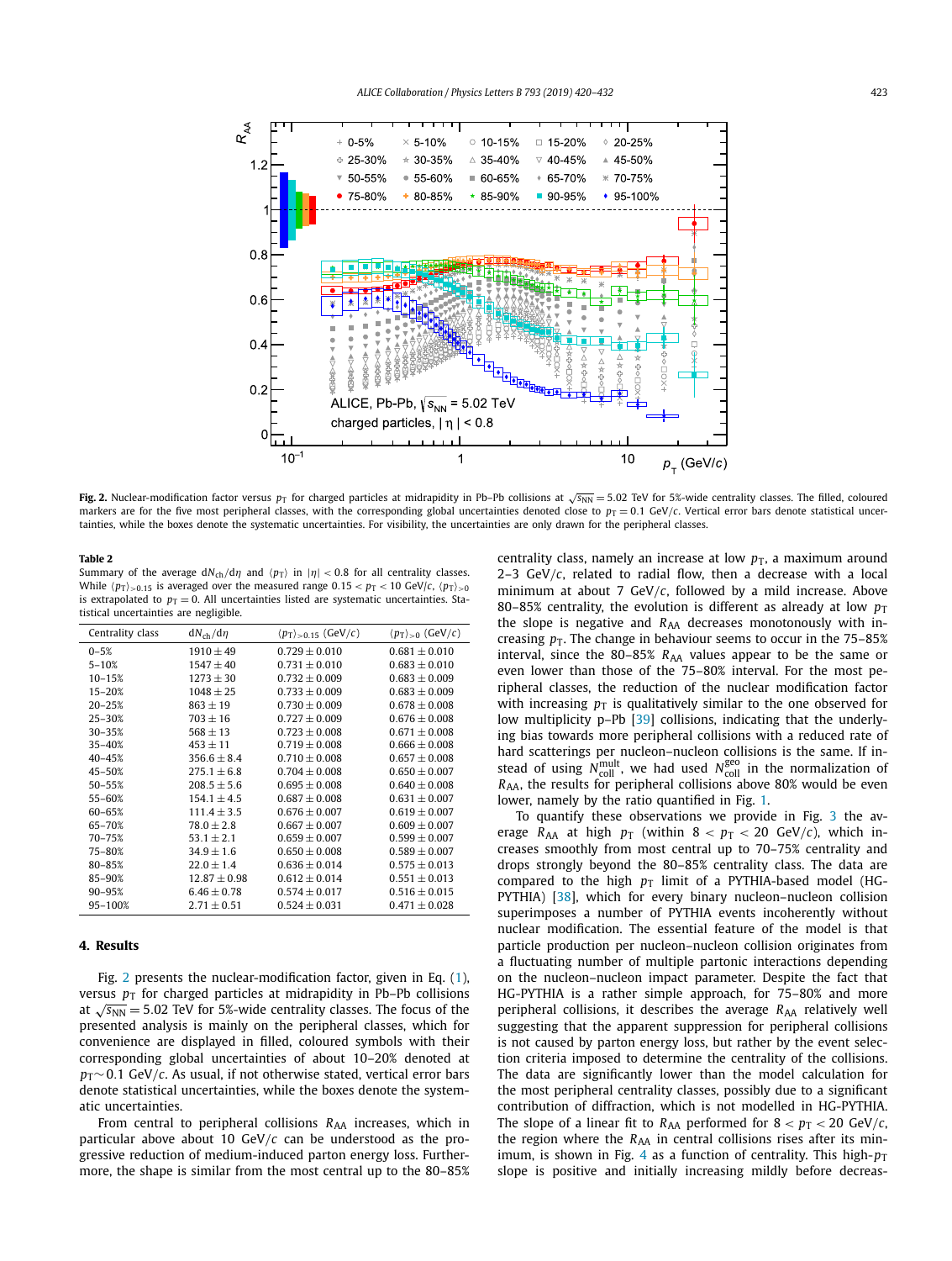**Fig. 2.** Nuclear-modification factor versus $p_T$ for charged particles at midrapidity in Pb–Pb collisions at $\sqrt{s_{NN}} = 5.02$ TeV for 5%-wide centrality classes. The filled, coloured markers are for the five most peripheral classes, with the corresponding global uncertainties denoted close to $p_T = 0.1$ GeV/$c$. Vertical error bars denote statistical uncertainties, while the boxes denote the systematic uncertainties. For visibility, the uncertainties are only drawn for the peripheral classes.

**Table 2**
Summary of the average $dN_{ch}/d\eta$ and $\langle p_T \rangle$ in $|\eta| < 0.8$ for all centrality classes. While $\langle p_T \rangle_{>0.15}$ is averaged over the measured range $0.15 < p_T < 10$ GeV/$c$, $\langle p_T \rangle_{>0}$ is extrapolated to $p_T = 0$. All uncertainties listed are systematic uncertainties. Statistical uncertainties are negligible.

| Centrality class | $dN_{ch}/d\eta$ | $\langle p_T \rangle_{>0.15}$ (GeV/$c$) | $\langle p_T \rangle_{>0}$ (GeV/$c$) |
|---|---|---|---|
| 0–5% | $1910 \pm 49$ | $0.729 \pm 0.010$ | $0.681 \pm 0.010$ |
| 5–10% | $1547 \pm 40$ | $0.731 \pm 0.010$ | $0.683 \pm 0.010$ |
| 10–15% | $1273 \pm 30$ | $0.732 \pm 0.009$ | $0.683 \pm 0.009$ |
| 15–20% | $1048 \pm 25$ | $0.733 \pm 0.009$ | $0.683 \pm 0.009$ |
| 20–25% | $863 \pm 19$ | $0.730 \pm 0.009$ | $0.678 \pm 0.008$ |
| 25–30% | $703 \pm 16$ | $0.727 \pm 0.009$ | $0.676 \pm 0.008$ |
| 30–35% | $568 \pm 13$ | $0.723 \pm 0.008$ | $0.671 \pm 0.008$ |
| 35–40% | $453 \pm 11$ | $0.719 \pm 0.008$ | $0.666 \pm 0.008$ |
| 40–45% | $356.6 \pm 8.4$ | $0.710 \pm 0.008$ | $0.657 \pm 0.008$ |
| 45–50% | $275.1 \pm 6.8$ | $0.704 \pm 0.008$ | $0.650 \pm 0.007$ |
| 50–55% | $208.5 \pm 5.6$ | $0.695 \pm 0.008$ | $0.640 \pm 0.008$ |
| 55–60% | $154.1 \pm 4.5$ | $0.687 \pm 0.008$ | $0.631 \pm 0.007$ |
| 60–65% | $111.4 \pm 3.5$ | $0.676 \pm 0.007$ | $0.619 \pm 0.007$ |
| 65–70% | $78.0 \pm 2.8$ | $0.667 \pm 0.007$ | $0.609 \pm 0.007$ |
| 70–75% | $53.1 \pm 2.1$ | $0.659 \pm 0.007$ | $0.599 \pm 0.007$ |
| 75–80% | $34.9 \pm 1.6$ | $0.650 \pm 0.008$ | $0.589 \pm 0.007$ |
| 80–85% | $22.0 \pm 1.4$ | $0.636 \pm 0.014$ | $0.575 \pm 0.013$ |
| 85–90% | $12.87 \pm 0.98$ | $0.612 \pm 0.014$ | $0.551 \pm 0.013$ |
| 90–95% | $6.46 \pm 0.78$ | $0.574 \pm 0.017$ | $0.516 \pm 0.015$ |
| 95–100% | $2.71 \pm 0.51$ | $0.524 \pm 0.031$ | $0.471 \pm 0.028$ |

## 4. Results

Fig. 2 presents the nuclear-modification factor, given in Eq. (1), versus $p_T$ for charged particles at midrapidity in Pb–Pb collisions at $\sqrt{s_{NN}} = 5.02$ TeV for 5%-wide centrality classes. The focus of the presented analysis is mainly on the peripheral classes, which for convenience are displayed in filled, coloured symbols with their corresponding global uncertainties of about 10–20% denoted at $p_T \sim 0.1$ GeV/$c$. As usual, if not otherwise stated, vertical error bars denote statistical uncertainties, while the boxes denote the systematic uncertainties.

From central to peripheral collisions $R_{AA}$ increases, which in particular above about 10 GeV/$c$ can be understood as the progressive reduction of medium-induced parton energy loss. Furthermore, the shape is similar from the most central up to the 80–85% centrality class, namely an increase at low $p_T$, a maximum around 2–3 GeV/$c$, related to radial flow, then a decrease with a local minimum at about 7 GeV/$c$, followed by a mild increase. Above 80–85% centrality, the evolution is different as already at low $p_T$ the slope is negative and $R_{AA}$ decreases monotonously with increasing $p_T$. The change in behaviour seems to occur in the 75–85% interval, since the 80–85% $R_{AA}$ values appear to be the same or even lower than those of the 75–80% interval. For the most peripheral classes, the reduction of the nuclear modification factor with increasing $p_T$ is qualitatively similar to the one observed for low multiplicity p–Pb [39] collisions, indicating that the underlying bias towards more peripheral collisions with a reduced rate of hard scatterings per nucleon–nucleon collisions is the same. If instead of using $N_{coll}^{mult}$, we had used $N_{coll}^{geo}$ in the normalization of $R_{AA}$, the results for peripheral collisions above 80% would be even lower, namely by the ratio quantified in Fig. 1.

To quantify these observations we provide in Fig. 3 the average $R_{AA}$ at high $p_T$ (within $8 < p_T < 20$ GeV/$c$), which increases smoothly from most central up to 70–75% centrality and drops strongly beyond the 80–85% centrality class. The data are compared to the high $p_T$ limit of a PYTHIA-based model (HG-PYTHIA) [38], which for every binary nucleon–nucleon collision superimposes a number of PYTHIA events incoherently without nuclear modification. The essential feature of the model is that particle production per nucleon–nucleon collision originates from a fluctuating number of multiple partonic interactions depending on the nucleon–nucleon impact parameter. Despite the fact that HG-PYTHIA is a rather simple approach, for 75–80% and more peripheral collisions, it describes the average $R_{AA}$ relatively well suggesting that the apparent suppression for peripheral collisions is not caused by parton energy loss, but rather by the event selection criteria imposed to determine the centrality of the collisions. The data are significantly lower than the model calculation for the most peripheral centrality classes, possibly due to a significant contribution of diffraction, which is not modelled in HG-PYTHIA. The slope of a linear fit to $R_{AA}$ performed for $8 < p_T < 20$ GeV/$c$, the region where the $R_{AA}$ in central collisions rises after its minimum, is shown in Fig. 4 as a function of centrality. This high-$p_T$ slope is positive and initially increasing mildly before decreas-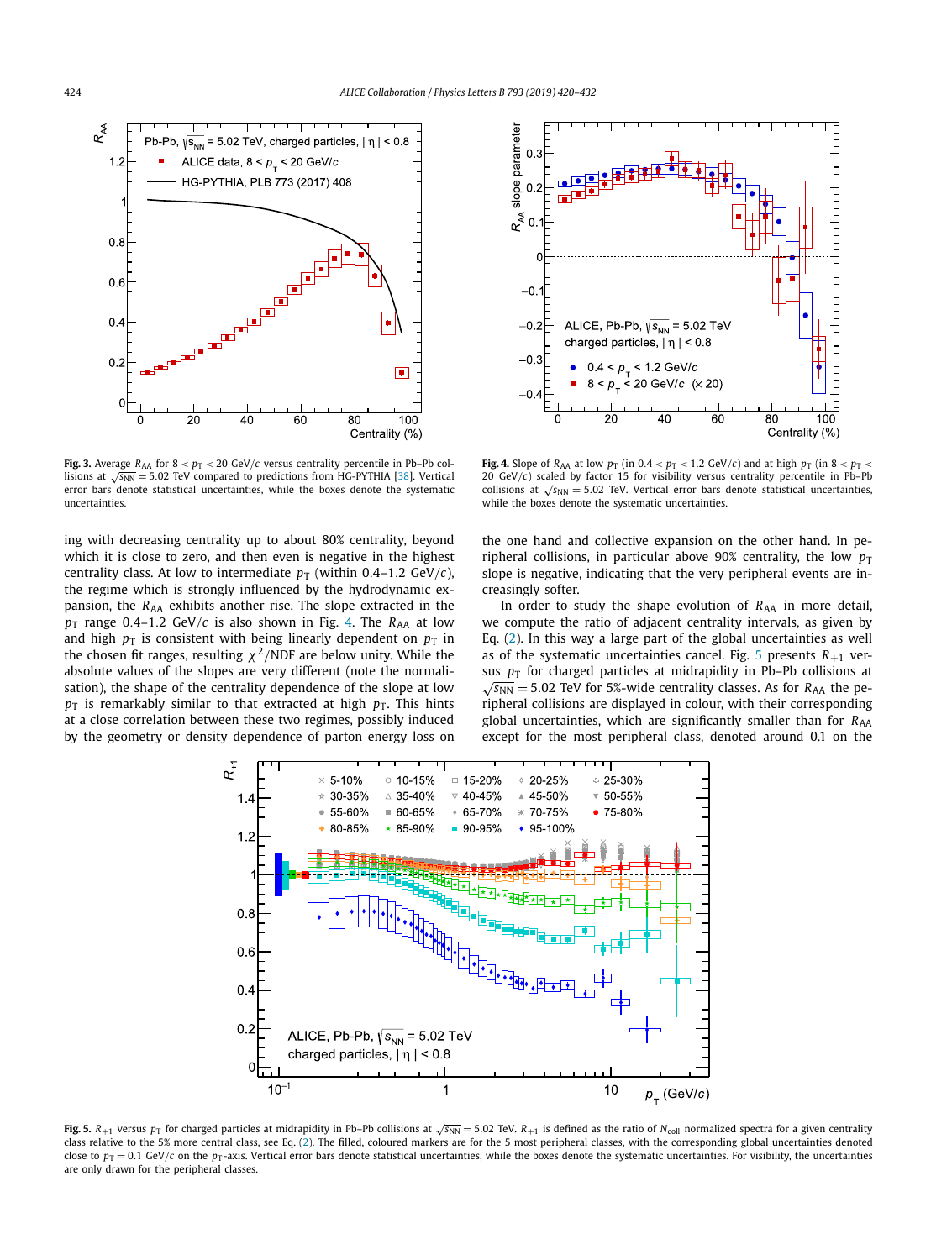**Fig. 3.** Average $R_{AA}$ for $8 < p_T < 20$ GeV/$c$ versus centrality percentile in Pb–Pb collisions at $\sqrt{s_{NN}} = 5.02$ TeV compared to predictions from HG-PYTHIA [38]. Vertical error bars denote statistical uncertainties, while the boxes denote the systematic uncertainties.

**Fig. 4.** Slope of $R_{AA}$ at low $p_T$ (in $0.4 < p_T < 1.2$ GeV/$c$) and at high $p_T$ (in $8 < p_T < 20$ GeV/$c$) scaled by factor 15 for visibility versus centrality percentile in Pb–Pb collisions at $\sqrt{s_{NN}} = 5.02$ TeV. Vertical error bars denote statistical uncertainties, while the boxes denote the systematic uncertainties.

ing with decreasing centrality up to about 80% centrality, beyond which it is close to zero, and then even is negative in the highest centrality class. At low to intermediate $p_T$ (within 0.4–1.2 GeV/$c$), the regime which is strongly influenced by the hydrodynamic expansion, the $R_{AA}$ exhibits another rise. The slope extracted in the $p_T$ range 0.4–1.2 GeV/$c$ is also shown in Fig. 4. The $R_{AA}$ at low and high $p_T$ is consistent with being linearly dependent on $p_T$ in the chosen fit ranges, resulting $\chi^2$/NDF are below unity. While the absolute values of the slopes are very different (note the normalisation), the shape of the centrality dependence of the slope at low $p_T$ is remarkably similar to that extracted at high $p_T$. This hints at a close correlation between these two regimes, possibly induced by the geometry or density dependence of parton energy loss on the one hand and collective expansion on the other hand. In peripheral collisions, in particular above 90% centrality, the low $p_T$ slope is negative, indicating that the very peripheral events are increasingly softer.

In order to study the shape evolution of $R_{AA}$ in more detail, we compute the ratio of adjacent centrality intervals, as given by Eq. (2). In this way a large part of the global uncertainties as well as of the systematic uncertainties cancel. Fig. 5 presents $R_{+1}$ versus $p_T$ for charged particles at midrapidity in Pb–Pb collisions at $\sqrt{s_{NN}} = 5.02$ TeV for 5%-wide centrality classes. As for $R_{AA}$ the peripheral collisions are displayed in colour, with their corresponding global uncertainties, which are significantly smaller than for $R_{AA}$ except for the most peripheral class, denoted around 0.1 on the

**Fig. 5.** $R_{+1}$ versus $p_T$ for charged particles at midrapidity in Pb–Pb collisions at $\sqrt{s_{NN}} = 5.02$ TeV. $R_{+1}$ is defined as the ratio of $N_{coll}$ normalized spectra for a given centrality class relative to the 5% more central class, see Eq. (2). The filled, coloured markers are for the 5 most peripheral classes, with the corresponding global uncertainties denoted close to $p_T = 0.1$ GeV/$c$ on the $p_T$-axis. Vertical error bars denote statistical uncertainties, while the boxes denote the systematic uncertainties. For visibility, the uncertainties are only drawn for the peripheral classes.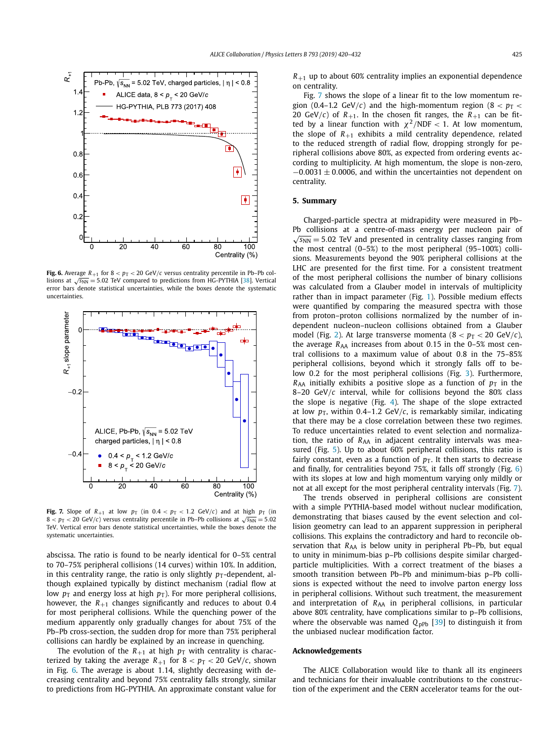Fig. 6. Average $R_{+1}$ for $8 < p_T < 20$ GeV/$c$ versus centrality percentile in Pb–Pb collisions at $\sqrt{s_{NN}} = 5.02$ TeV compared to predictions from HG-PYTHIA [38]. Vertical error bars denote statistical uncertainties, while the boxes denote the systematic uncertainties.

Fig. 7. Slope of $R_{+1}$ at low $p_T$ (in $0.4 < p_T < 1.2$ GeV/$c$) and at high $p_T$ (in $8 < p_T < 20$ GeV/$c$) versus centrality percentile in Pb–Pb collisions at $\sqrt{s_{NN}} = 5.02$ TeV. Vertical error bars denote statistical uncertainties, while the boxes denote the systematic uncertainties.

abscissa. The ratio is found to be nearly identical for 0–5% central to 70–75% peripheral collisions (14 curves) within 10%. In addition, in this centrality range, the ratio is only slightly $p_T$-dependent, although explained typically by distinct mechanism (radial flow at low $p_T$ and energy loss at high $p_T$). For more peripheral collisions, however, the $R_{+1}$ changes significantly and reduces to about 0.4 for most peripheral collisions. While the quenching power of the medium apparently only gradually changes for about 75% of the Pb–Pb cross-section, the sudden drop for more than 75% peripheral collisions can hardly be explained by an increase in quenching.

The evolution of the $R_{+1}$ at high $p_T$ with centrality is characterized by taking the average $R_{+1}$ for $8 < p_T < 20$ GeV/$c$, shown in Fig. 6. The average is about 1.14, slightly decreasing with decreasing centrality and beyond 75% centrality falls strongly, similar to predictions from HG-PYTHIA. An approximate constant value for $R_{+1}$ up to about 60% centrality implies an exponential dependence on centrality.

Fig. 7 shows the slope of a linear fit to the low momentum region (0.4–1.2 GeV/$c$) and the high-momentum region ($8 < p_T < 20$ GeV/$c$) of $R_{+1}$. In the chosen fit ranges, the $R_{+1}$ can be fitted by a linear function with $\chi^2$/NDF $< 1$. At low momentum, the slope of $R_{+1}$ exhibits a mild centrality dependence, related to the reduced strength of radial flow, dropping strongly for peripheral collisions above 80%, as expected from ordering events according to multiplicity. At high momentum, the slope is non-zero, $-0.0031 \pm 0.0006$, and within the uncertainties not dependent on centrality.

## 5. Summary

Charged-particle spectra at midrapidity were measured in Pb–Pb collisions at a centre-of-mass energy per nucleon pair of $\sqrt{s_{NN}} = 5.02$ TeV and presented in centrality classes ranging from the most central (0–5%) to the most peripheral (95–100%) collisions. Measurements beyond the 90% peripheral collisions at the LHC are presented for the first time. For a consistent treatment of the most peripheral collisions the number of binary collisions was calculated from a Glauber model in intervals of multiplicity rather than in impact parameter (Fig. 1). Possible medium effects were quantified by comparing the measured spectra with those from proton–proton collisions normalized by the number of independent nucleon–nucleon collisions obtained from a Glauber model (Fig. 2). At large transverse momenta ($8 < p_T < 20$ GeV/$c$), the average $R_{AA}$ increases from about 0.15 in the 0–5% most central collisions to a maximum value of about 0.8 in the 75–85% peripheral collisions, beyond which it strongly falls off to below 0.2 for the most peripheral collisions (Fig. 3). Furthermore, $R_{AA}$ initially exhibits a positive slope as a function of $p_T$ in the 8–20 GeV/$c$ interval, while for collisions beyond the 80% class the slope is negative (Fig. 4). The shape of the slope extracted at low $p_T$, within 0.4–1.2 GeV/$c$, is remarkably similar, indicating that there may be a close correlation between these two regimes. To reduce uncertainties related to event selection and normalization, the ratio of $R_{AA}$ in adjacent centrality intervals was measured (Fig. 5). Up to about 60% peripheral collisions, this ratio is fairly constant, even as a function of $p_T$. It then starts to decrease and finally, for centralities beyond 75%, it falls off strongly (Fig. 6) with its slopes at low and high momentum varying only mildly or not at all except for the most peripheral centrality intervals (Fig. 7).

The trends observed in peripheral collisions are consistent with a simple PYTHIA-based model without nuclear modification, demonstrating that biases caused by the event selection and collision geometry can lead to an apparent suppression in peripheral collisions. This explains the contradictory and hard to reconcile observation that $R_{AA}$ is below unity in peripheral Pb–Pb, but equal to unity in minimum-bias p–Pb collisions despite similar charged-particle multiplicities. With a correct treatment of the biases a smooth transition between Pb–Pb and minimum-bias p–Pb collisions is expected without the need to involve parton energy loss in peripheral collisions. Without such treatment, the measurement and interpretation of $R_{AA}$ in peripheral collisions, in particular above 80% centrality, have complications similar to p–Pb collisions, where the observable was named $Q_{pPb}$ [39] to distinguish it from the unbiased nuclear modification factor.

## Acknowledgements

The ALICE Collaboration would like to thank all its engineers and technicians for their invaluable contributions to the construction of the experiment and the CERN accelerator teams for the out-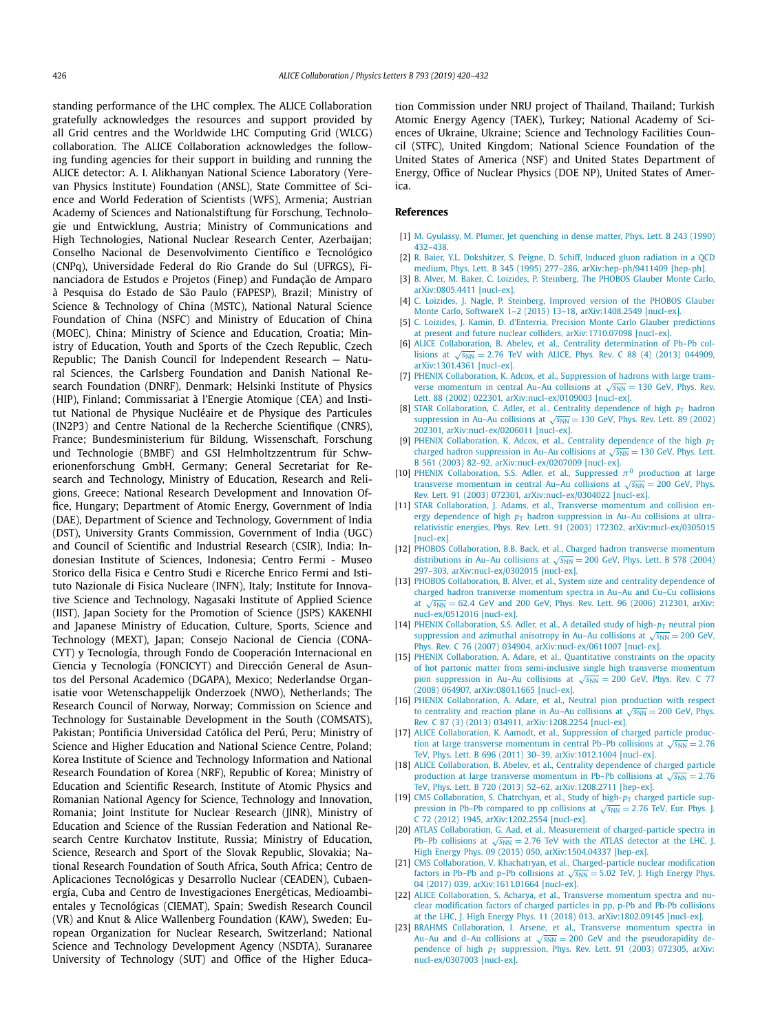standing performance of the LHC complex. The ALICE Collaboration gratefully acknowledges the resources and support provided by all Grid centres and the Worldwide LHC Computing Grid (WLCG) collaboration. The ALICE Collaboration acknowledges the following funding agencies for their support in building and running the ALICE detector: A. I. Alikhanyan National Science Laboratory (Yerevan Physics Institute) Foundation (ANSL), State Committee of Science and World Federation of Scientists (WFS), Armenia; Austrian Academy of Sciences and Nationalstiftung für Forschung, Technologie und Entwicklung, Austria; Ministry of Communications and High Technologies, National Nuclear Research Center, Azerbaijan; Conselho Nacional de Desenvolvimento Científico e Tecnológico (CNPq), Universidade Federal do Rio Grande do Sul (UFRGS), Financiadora de Estudos e Projetos (Finep) and Fundação de Amparo à Pesquisa do Estado de São Paulo (FAPESP), Brazil; Ministry of Science & Technology of China (MSTC), National Natural Science Foundation of China (NSFC) and Ministry of Education of China (MOEC), China; Ministry of Science and Education, Croatia; Ministry of Education, Youth and Sports of the Czech Republic, Czech Republic; The Danish Council for Independent Research — Natural Sciences, the Carlsberg Foundation and Danish National Research Foundation (DNRF), Denmark; Helsinki Institute of Physics (HIP), Finland; Commissariat à l'Energie Atomique (CEA) and Institut National de Physique Nucléaire et de Physique des Particules (IN2P3) and Centre National de la Recherche Scientifique (CNRS), France; Bundesministerium für Bildung, Wissenschaft, Forschung und Technologie (BMBF) and GSI Helmholtzzentrum für Schwerionenforschung GmbH, Germany; General Secretariat for Research and Technology, Ministry of Education, Research and Religions, Greece; National Research Development and Innovation Office, Hungary; Department of Atomic Energy, Government of India (DAE), Department of Science and Technology, Government of India (DST), University Grants Commission, Government of India (UGC) and Council of Scientific and Industrial Research (CSIR), India; Indonesian Institute of Sciences, Indonesia; Centro Fermi - Museo Storico della Fisica e Centro Studi e Ricerche Enrico Fermi and Istituto Nazionale di Fisica Nucleare (INFN), Italy; Institute for Innovative Science and Technology, Nagasaki Institute of Applied Science (IIST), Japan Society for the Promotion of Science (JSPS) KAKENHI and Japanese Ministry of Education, Culture, Sports, Science and Technology (MEXT), Japan; Consejo Nacional de Ciencia (CONACYT) y Tecnología, through Fondo de Cooperación Internacional en Ciencia y Tecnología (FONCICYT) and Dirección General de Asuntos del Personal Academico (DGAPA), Mexico; Nederlandse Organisatie voor Wetenschappelijk Onderzoek (NWO), Netherlands; The Research Council of Norway, Norway; Commission on Science and Technology for Sustainable Development in the South (COMSATS), Pakistan; Pontificia Universidad Católica del Perú, Peru; Ministry of Science and Higher Education and National Science Centre, Poland; Korea Institute of Science and Technology Information and National Research Foundation of Korea (NRF), Republic of Korea; Ministry of Education and Scientific Research, Institute of Atomic Physics and Romanian National Agency for Science, Technology and Innovation, Romania; Joint Institute for Nuclear Research (JINR), Ministry of Education and Science of the Russian Federation and National Research Centre Kurchatov Institute, Russia; Ministry of Education, Science, Research and Sport of the Slovak Republic, Slovakia; National Research Foundation of South Africa, South Africa; Centro de Aplicaciones Tecnológicas y Desarrollo Nuclear (CEADEN), Cubaenergía, Cuba and Centro de Investigaciones Energéticas, Medioambientales y Tecnológicas (CIEMAT), Spain; Swedish Research Council (VR) and Knut & Alice Wallenberg Foundation (KAW), Sweden; European Organization for Nuclear Research, Switzerland; National Science and Technology Development Agency (NSDTA), Suranaree University of Technology (SUT) and Office of the Higher Education Commission under NRU project of Thailand, Thailand; Turkish Atomic Energy Agency (TAEK), Turkey; National Academy of Sciences of Ukraine, Ukraine; Science and Technology Facilities Council (STFC), United Kingdom; National Science Foundation of the United States of America (NSF) and United States Department of Energy, Office of Nuclear Physics (DOE NP), United States of America.

## References

[1] M. Gyulassy, M. Plumer, Jet quenching in dense matter, Phys. Lett. B 243 (1990) 432–438.

[2] R. Baier, Y.L. Dokshitzer, S. Peigne, D. Schiff, Induced gluon radiation in a QCD medium, Phys. Lett. B 345 (1995) 277–286, arXiv:hep-ph/9411409 [hep-ph].

[3] B. Alver, M. Baker, C. Loizides, P. Steinberg, The PHOBOS Glauber Monte Carlo, arXiv:0805.4411 [nucl-ex].

[4] C. Loizides, J. Nagle, P. Steinberg, Improved version of the PHOBOS Glauber Monte Carlo, SoftwareX 1–2 (2015) 13–18, arXiv:1408.2549 [nucl-ex].

[5] C. Loizides, J. Kamin, D. d'Enterria, Precision Monte Carlo Glauber predictions at present and future nuclear colliders, arXiv:1710.07098 [nucl-ex].

[6] ALICE Collaboration, B. Abelev, et al., Centrality determination of Pb–Pb collisions at $\sqrt{s_{NN}} = 2.76$ TeV with ALICE, Phys. Rev. C 88 (4) (2013) 044909, arXiv:1301.4361 [nucl-ex].

[7] PHENIX Collaboration, K. Adcox, et al., Suppression of hadrons with large transverse momentum in central Au–Au collisions at $\sqrt{s_{NN}} = 130$ GeV, Phys. Rev. Lett. 88 (2002) 022301, arXiv:nucl-ex/0109003 [nucl-ex].

[8] STAR Collaboration, C. Adler, et al., Centrality dependence of high $p_T$ hadron suppression in Au–Au collisions at $\sqrt{s_{NN}} = 130$ GeV, Phys. Rev. Lett. 89 (2002) 202301, arXiv:nucl-ex/0206011 [nucl-ex].

[9] PHENIX Collaboration, K. Adcox, et al., Centrality dependence of the high $p_T$ charged hadron suppression in Au–Au collisions at $\sqrt{s_{NN}} = 130$ GeV, Phys. Lett. B 561 (2003) 82–92, arXiv:nucl-ex/0207009 [nucl-ex].

[10] PHENIX Collaboration, S.S. Adler, et al., Suppressed $\pi^0$ production at large transverse momentum in central Au–Au collisions at $\sqrt{s_{NN}} = 200$ GeV, Phys. Rev. Lett. 91 (2003) 072301, arXiv:nucl-ex/0304022 [nucl-ex].

[11] STAR Collaboration, J. Adams, et al., Transverse momentum and collision energy dependence of high $p_T$ hadron suppression in Au–Au collisions at ultrarelativistic energies, Phys. Rev. Lett. 91 (2003) 172302, arXiv:nucl-ex/0305015 [nucl-ex].

[12] PHOBOS Collaboration, B.B. Back, et al., Charged hadron transverse momentum distributions in Au–Au collisions at $\sqrt{s_{NN}} = 200$ GeV, Phys. Lett. B 578 (2004) 297–303, arXiv:nucl-ex/0302015 [nucl-ex].

[13] PHOBOS Collaboration, B. Alver, et al., System size and centrality dependence of charged hadron transverse momentum spectra in Au–Au and Cu–Cu collisions at $\sqrt{s_{NN}} = 62.4$ GeV and 200 GeV, Phys. Rev. Lett. 96 (2006) 212301, arXiv:nucl-ex/0512016 [nucl-ex].

[14] PHENIX Collaboration, S.S. Adler, et al., A detailed study of high-$p_T$ neutral pion suppression and azimuthal anisotropy in Au–Au collisions at $\sqrt{s_{NN}} = 200$ GeV, Phys. Rev. C 76 (2007) 034904, arXiv:nucl-ex/0611007 [nucl-ex].

[15] PHENIX Collaboration, A. Adare, et al., Quantitative constraints on the opacity of hot partonic matter from semi-inclusive single high transverse momentum pion suppression in Au–Au collisions at $\sqrt{s_{NN}} = 200$ GeV, Phys. Rev. C 77 (2008) 064907, arXiv:0801.1665 [nucl-ex].

[16] PHENIX Collaboration, A. Adare, et al., Neutral pion production with respect to centrality and reaction plane in Au–Au collisions at $\sqrt{s_{NN}} = 200$ GeV, Phys. Rev. C 87 (3) (2013) 034911, arXiv:1208.2254 [nucl-ex].

[17] ALICE Collaboration, K. Aamodt, et al., Suppression of charged particle production at large transverse momentum in central Pb–Pb collisions at $\sqrt{s_{NN}} = 2.76$ TeV, Phys. Lett. B 696 (2011) 30–39, arXiv:1012.1004 [nucl-ex].

[18] ALICE Collaboration, B. Abelev, et al., Centrality dependence of charged particle production at large transverse momentum in Pb–Pb collisions at $\sqrt{s_{NN}} = 2.76$ TeV, Phys. Lett. B 720 (2013) 52–62, arXiv:1208.2711 [hep-ex].

[19] CMS Collaboration, S. Chatrchyan, et al., Study of high-$p_T$ charged particle suppression in Pb–Pb compared to pp collisions at $\sqrt{s_{NN}} = 2.76$ TeV, Eur. Phys. J. C 72 (2012) 1945, arXiv:1202.2554 [nucl-ex].

[20] ATLAS Collaboration, G. Aad, et al., Measurement of charged-particle spectra in Pb–Pb collisions at $\sqrt{s_{NN}} = 2.76$ TeV with the ATLAS detector at the LHC, J. High Energy Phys. 09 (2015) 050, arXiv:1504.04337 [hep-ex].

[21] CMS Collaboration, V. Khachatryan, et al., Charged-particle nuclear modification factors in Pb–Pb and p–Pb collisions at $\sqrt{s_{NN}} = 5.02$ TeV, J. High Energy Phys. 04 (2017) 039, arXiv:1611.01664 [nucl-ex].

[22] ALICE Collaboration, S. Acharya, et al., Transverse momentum spectra and nuclear modification factors of charged particles in pp, p-Pb and Pb-Pb collisions at the LHC, J. High Energy Phys. 11 (2018) 013, arXiv:1802.09145 [nucl-ex].

[23] BRAHMS Collaboration, I. Arsene, et al., Transverse momentum spectra in Au–Au and d–Au collisions at $\sqrt{s_{NN}} = 200$ GeV and the pseudorapidity dependence of high $p_T$ suppression, Phys. Rev. Lett. 91 (2003) 072305, arXiv:nucl-ex/0307003 [nucl-ex].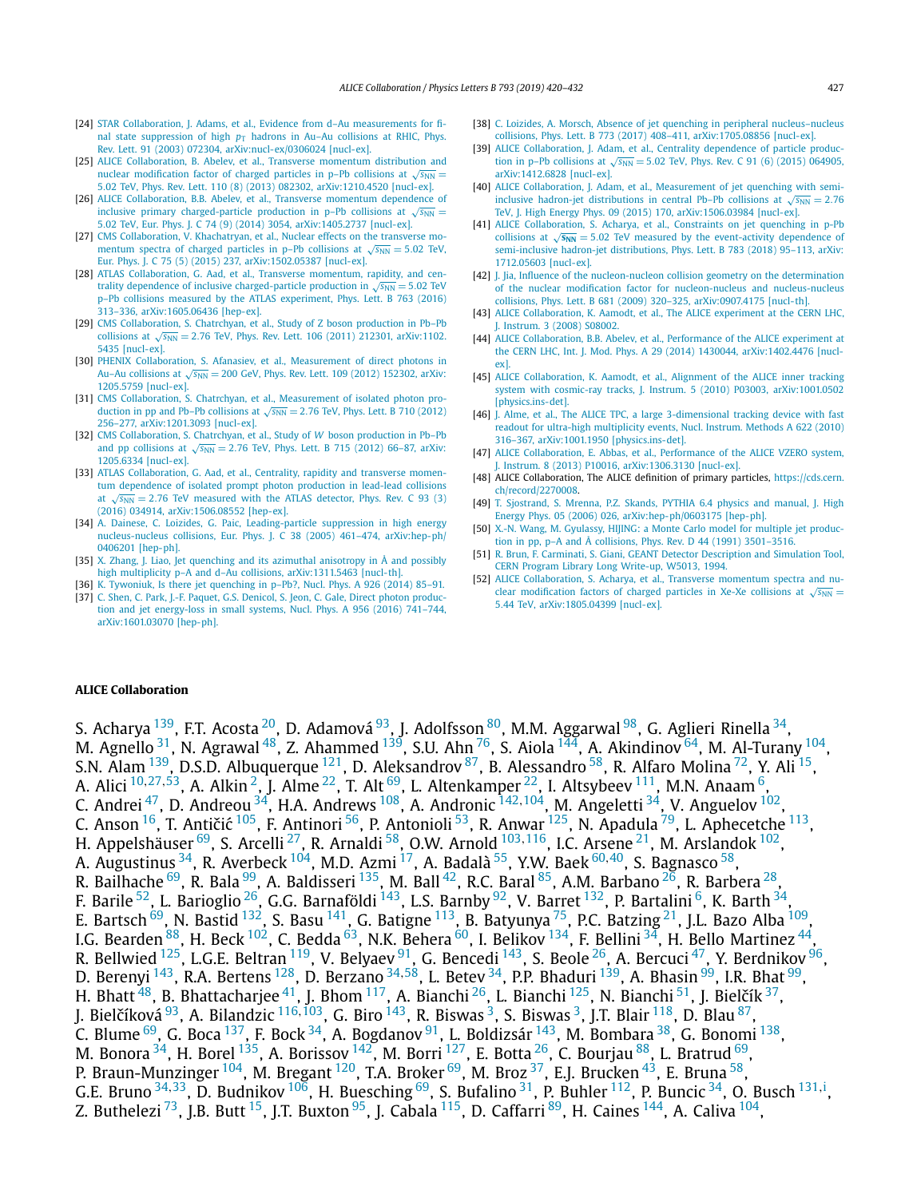[24] STAR Collaboration, J. Adams, et al., Evidence from d–Au measurements for final state suppression of high $p_T$ hadrons in Au–Au collisions at RHIC, Phys. Rev. Lett. 91 (2003) 072304, arXiv:nucl-ex/0306024 [nucl-ex].

[25] ALICE Collaboration, B. Abelev, et al., Transverse momentum distribution and nuclear modification factor of charged particles in p–Pb collisions at $\sqrt{s_{NN}} = 5.02$ TeV, Phys. Rev. Lett. 110 (8) (2013) 082302, arXiv:1210.4520 [nucl-ex].

[26] ALICE Collaboration, B.B. Abelev, et al., Transverse momentum dependence of inclusive primary charged-particle production in p–Pb collisions at $\sqrt{s_{NN}} = 5.02$ TeV, Eur. Phys. J. C 74 (9) (2014) 3054, arXiv:1405.2737 [nucl-ex].

[27] CMS Collaboration, V. Khachatryan, et al., Nuclear effects on the transverse momentum spectra of charged particles in p–Pb collisions at $\sqrt{s_{NN}} = 5.02$ TeV, Eur. Phys. J. C 75 (5) (2015) 237, arXiv:1502.05387 [nucl-ex].

[28] ATLAS Collaboration, G. Aad, et al., Transverse momentum, rapidity, and centrality dependence of inclusive charged-particle production in $\sqrt{s_{NN}} = 5.02$ TeV p–Pb collisions measured by the ATLAS experiment, Phys. Lett. B 763 (2016) 313–336, arXiv:1605.06436 [hep-ex].

[29] CMS Collaboration, S. Chatrchyan, et al., Study of Z boson production in Pb–Pb collisions at $\sqrt{s_{NN}} = 2.76$ TeV, Phys. Rev. Lett. 106 (2011) 212301, arXiv:1102.5435 [nucl-ex].

[30] PHENIX Collaboration, S. Afanasiev, et al., Measurement of direct photons in Au–Au collisions at $\sqrt{s_{NN}} = 200$ GeV, Phys. Rev. Lett. 109 (2012) 152302, arXiv:1205.5759 [nucl-ex].

[31] CMS Collaboration, S. Chatrchyan, et al., Measurement of isolated photon production in pp and Pb–Pb collisions at $\sqrt{s_{NN}} = 2.76$ TeV, Phys. Lett. B 710 (2012) 256–277, arXiv:1201.3093 [nucl-ex].

[32] CMS Collaboration, S. Chatrchyan, et al., Study of $W$ boson production in Pb–Pb and pp collisions at $\sqrt{s_{NN}} = 2.76$ TeV, Phys. Lett. B 715 (2012) 66–87, arXiv:1205.6334 [nucl-ex].

[33] ATLAS Collaboration, G. Aad, et al., Centrality, rapidity and transverse momentum dependence of isolated prompt photon production in lead-lead collisions at $\sqrt{s_{NN}} = 2.76$ TeV measured with the ATLAS detector, Phys. Rev. C 93 (3) (2016) 034914, arXiv:1506.08552 [hep-ex].

[34] A. Dainese, C. Loizides, G. Paic, Leading-particle suppression in high energy nucleus-nucleus collisions, Eur. Phys. J. C 38 (2005) 461–474, arXiv:hep-ph/0406201 [hep-ph].

[35] X. Zhang, J. Liao, Jet quenching and its azimuthal anisotropy in Å and possibly high multiplicity p–A and d–Au collisions, arXiv:1311.5463 [nucl-th].

[36] K. Tywoniuk, Is there jet quenching in p–Pb?, Nucl. Phys. A 926 (2014) 85–91.

[37] C. Shen, C. Park, J.-F. Paquet, G.S. Denicol, S. Jeon, C. Gale, Direct photon production and jet energy-loss in small systems, Nucl. Phys. A 956 (2016) 741–744, arXiv:1601.03070 [hep-ph].

[38] C. Loizides, A. Morsch, Absence of jet quenching in peripheral nucleus–nucleus collisions, Phys. Lett. B 773 (2017) 408–411, arXiv:1705.08856 [nucl-ex].

[39] ALICE Collaboration, J. Adam, et al., Centrality dependence of particle production in p–Pb collisions at $\sqrt{s_{NN}} = 5.02$ TeV, Phys. Rev. C 91 (6) (2015) 064905, arXiv:1412.6828 [nucl-ex].

[40] ALICE Collaboration, J. Adam, et al., Measurement of jet quenching with semi-inclusive hadron-jet distributions in central Pb–Pb collisions at $\sqrt{s_{NN}} = 2.76$ TeV, J. High Energy Phys. 09 (2015) 170, arXiv:1506.03984 [nucl-ex].

[41] ALICE Collaboration, S. Acharya, et al., Constraints on jet quenching in p-Pb collisions at $\sqrt{s_{NN}} = 5.02$ TeV measured by the event-activity dependence of semi-inclusive hadron-jet distributions, Phys. Lett. B 783 (2018) 95–113, arXiv:1712.05603 [nucl-ex].

[42] J. Jia, Influence of the nucleon-nucleon collision geometry on the determination of the nuclear modification factor for nucleon-nucleus and nucleus-nucleus collisions, Phys. Lett. B 681 (2009) 320–325, arXiv:0907.4175 [nucl-th].

[43] ALICE Collaboration, K. Aamodt, et al., The ALICE experiment at the CERN LHC, J. Instrum. 3 (2008) S08002.

[44] ALICE Collaboration, B.B. Abelev, et al., Performance of the ALICE experiment at the CERN LHC, Int. J. Mod. Phys. A 29 (2014) 1430044, arXiv:1402.4476 [nucl-ex].

[45] ALICE Collaboration, K. Aamodt, et al., Alignment of the ALICE inner tracking system with cosmic-ray tracks, J. Instrum. 5 (2010) P03003, arXiv:1001.0502 [physics.ins-det].

[46] J. Alme, et al., The ALICE TPC, a large 3-dimensional tracking device with fast readout for ultra-high multiplicity events, Nucl. Instrum. Methods A 622 (2010) 316–367, arXiv:1001.1950 [physics.ins-det].

[47] ALICE Collaboration, E. Abbas, et al., Performance of the ALICE VZERO system, J. Instrum. 8 (2013) P10016, arXiv:1306.3130 [nucl-ex].

[48] ALICE Collaboration, The ALICE definition of primary particles, https://cds.cern.ch/record/2270008.

[49] T. Sjostrand, S. Mrenna, P.Z. Skands, PYTHIA 6.4 physics and manual, J. High Energy Phys. 05 (2006) 026, arXiv:hep-ph/0603175 [hep-ph].

[50] X.-N. Wang, M. Gyulassy, HIJING: a Monte Carlo model for multiple jet production in pp, p–A and Å collisions, Phys. Rev. D 44 (1991) 3501–3516.

[51] R. Brun, F. Carminati, S. Giani, GEANT Detector Description and Simulation Tool, CERN Program Library Long Write-up, W5013, 1994.

[52] ALICE Collaboration, S. Acharya, et al., Transverse momentum spectra and nuclear modification factors of charged particles in Xe-Xe collisions at $\sqrt{s_{NN}} = 5.44$ TeV, arXiv:1805.04399 [nucl-ex].

## ALICE Collaboration

S. Acharya [139], F.T. Acosta [20], D. Adamová [93], J. Adolfsson [80], M.M. Aggarwal [98], G. Aglieri Rinella [34], M. Agnello [31], N. Agrawal [48], Z. Ahammed [139], S.U. Ahn [76], S. Aiola [144], A. Akindinov [64], M. Al-Turany [104], S.N. Alam [139], D.S.D. Albuquerque [121], D. Aleksandrov [87], B. Alessandro [58], R. Alfaro Molina [72], Y. Ali [15], A. Alici [10,27,53], A. Alkin [2], J. Alme [22], T. Alt [69], L. Altenkamper [22], I. Altsybeev [111], M.N. Anaam [6], C. Andrei [47], D. Andreou [34], H.A. Andrews [108], A. Andronic [142,104], M. Angeletti [34], V. Anguelov [102], C. Anson [16], T. Antičić [105], F. Antinori [56], P. Antonioli [53], R. Anwar [125], N. Apadula [79], L. Aphecetche [113], H. Appelshäuser [69], S. Arcelli [27], R. Arnaldi [58], O.W. Arnold [103,116], I.C. Arsene [21], M. Arslandok [102], A. Augustinus [34], R. Averbeck [104], M.D. Azmi [17], A. Badalà [55], Y.W. Baek [60,40], S. Bagnasco [58], R. Bailhache [69], R. Bala [99], A. Baldisseri [135], M. Ball [42], R.C. Baral [85], A.M. Barbano [26], R. Barbera [28], F. Barile [52], L. Barioglio [26], G.G. Barnaföldi [143], L.S. Barnby [92], V. Barret [132], P. Bartalini [6], K. Barth [34], E. Bartsch [69], N. Bastid [132], S. Basu [141], G. Batigne [113], B. Batyunya [75], P.C. Batzing [21], J.L. Bazo Alba [109], I.G. Bearden [88], H. Beck [102], C. Bedda [63], N.K. Behera [60], I. Belikov [134], F. Bellini [34], H. Bello Martinez [44], R. Bellwied [125], L.G.E. Beltran [119], V. Belyaev [91], G. Bencedi [143], S. Beole [26], A. Bercuci [47], Y. Berdnikov [96], D. Berenyi [143], R.A. Bertens [128], D. Berzano [34,58], L. Betev [34], P.P. Bhaduri [139], A. Bhasin [99], I.R. Bhat [99], H. Bhatt [48], B. Bhattacharjee [41], J. Bhom [117], A. Bianchi [26], L. Bianchi [125], N. Bianchi [51], J. Bielčík [37], J. Bielčíková [93], A. Bilandzic [116,103], G. Biro [143], R. Biswas [3], S. Biswas [3], J.T. Blair [118], D. Blau [87], C. Blume [69], G. Boca [137], F. Bock [34], A. Bogdanov [91], L. Boldizsár [143], M. Bombara [38], G. Bonomi [138], M. Bonora [34], H. Borel [135], A. Borissov [142], M. Borri [127], E. Botta [26], C. Bourjau [88], L. Bratrud [69], P. Braun-Munzinger [104], M. Bregant [120], T.A. Broker [69], M. Broz [37], E.J. Brucken [43], E. Bruna [58], G.E. Bruno [34,33], D. Budnikov [106], H. Buesching [69], S. Bufalino [31], P. Buhler [112], P. Buncic [34], O. Busch [131,i], Z. Buthelezi [73], J.B. Butt [15], J.T. Buxton [95], J. Cabala [115], D. Caffarri [89], H. Caines [144], A. Caliva [104],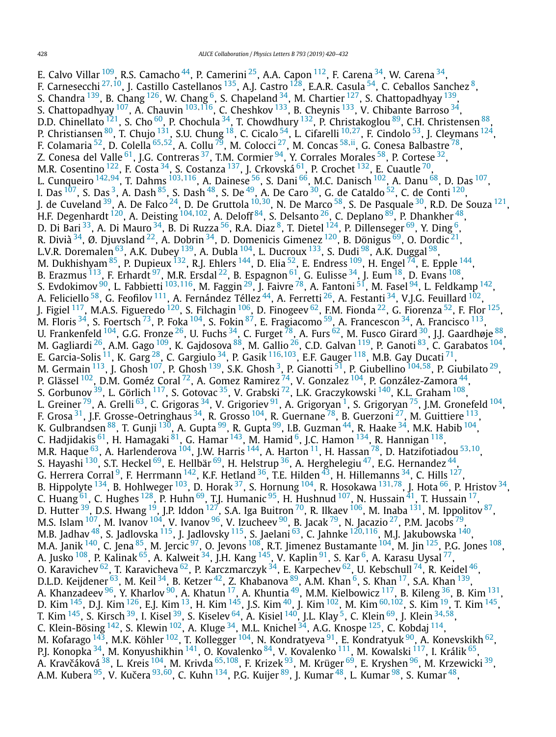E. Calvo Villar [109], R.S. Camacho [44], P. Camerini [25], A.A. Capon [112], F. Carena [34], W. Carena [34], F. Carnesecchi [27,10], J. Castillo Castellanos [135], A.J. Castro [128], E.A.R. Casula [54], C. Ceballos Sanchez [8], S. Chandra [139], B. Chang [126], W. Chang [6], S. Chapeland [34], M. Chartier [127], S. Chattopadhyay [139], S. Chattopadhyay [107], A. Chauvin [103,116], C. Cheshkov [133], B. Cheynis [133], V. Chibante Barroso [34], D.D. Chinellato [121], S. Cho [60], P. Chochula [34], T. Chowdhury [132], P. Christakoglou [89], C.H. Christensen [88], P. Christiansen [80], T. Chujo [131], S.U. Chung [18], C. Cicalo [54], L. Cifarelli [10,27], F. Cindolo [53], J. Cleymans [124], F. Colamaria [52], D. Colella [65,52], A. Collu [79], M. Colocci [27], M. Concas [58,ii], G. Conesa Balbastre [78], Z. Conesa del Valle [61], J.G. Contreras [37], T.M. Cormier [94], Y. Corrales Morales [58], P. Cortese [32], M.R. Cosentino [122], F. Costa [34], S. Costanza [137], J. Crkovská [61], P. Crochet [132], E. Cuautle [70], L. Cunqueiro [142,94], T. Dahms [103,116], A. Dainese [56], S. Dani [66], M.C. Danisch [102], A. Danu [68], D. Das [107], I. Das [107], S. Das [3], A. Dash [85], S. Dash [48], S. De [49], A. De Caro [30], G. de Cataldo [52], C. de Conti [120], J. de Cuveland [39], A. De Falco [24], D. De Gruttola [10,30], N. De Marco [58], S. De Pasquale [30], R.D. De Souza [121], H.F. Degenhardt [120], A. Deisting [104,102], A. Deloff [84], S. Delsanto [26], C. Deplano [89], P. Dhankher [48], D. Di Bari [33], A. Di Mauro [34], B. Di Ruzza [56], R.A. Diaz [8], T. Dietel [124], P. Dillenseger [69], Y. Ding [6], R. Divià [34], Ø. Djuvsland [22], A. Dobrin [34], D. Domenicis Gimenez [120], B. Dönigus [69], O. Dordic [21], L.V.R. Doremalen [63], A.K. Dubey [139], A. Dubla [104], L. Ducroux [133], S. Dudi [98], A.K. Duggal [98], M. Dukhishyam [85], P. Dupieux [132], R.J. Ehlers [144], D. Elia [52], E. Endress [109], H. Engel [74], E. Epple [144], B. Erazmus [113], F. Erhardt [97], M.R. Ersdal [22], B. Espagnon [61], G. Eulisse [34], J. Eum [18], D. Evans [108], S. Evdokimov [90], L. Fabbietti [103,116], M. Faggin [29], J. Faivre [78], A. Fantoni [51], M. Fasel [94], L. Feldkamp [142], A. Feliciello [58], G. Feofilov [111], A. Fernández Téllez [44], A. Ferretti [26], A. Festanti [34], V.J.G. Feuillard [102], J. Figiel [117], M.A.S. Figueredo [120], S. Filchagin [106], D. Finogeev [62], F.M. Fionda [22], G. Fiorenza [52], F. Flor [125], M. Floris [34], S. Foertsch [73], P. Foka [104], S. Fokin [87], E. Fragiacomo [59], A. Francescon [34], A. Francisco [113], U. Frankenfeld [104], G.G. Fronze [26], U. Fuchs [34], C. Furget [78], A. Furs [62], M. Fusco Girard [30], J.J. Gaardhøje [88], M. Gagliardi [26], A.M. Gago [109], K. Gajdosova [88], M. Gallio [26], C.D. Galvan [119], P. Ganoti [83], C. Garabatos [104], E. Garcia-Solis [11], K. Garg [28], C. Gargiulo [34], P. Gasik [116,103], E.F. Gauger [118], M.B. Gay Ducati [71], M. Germain [113], J. Ghosh [107], P. Ghosh [139], S.K. Ghosh [3], P. Gianotti [51], P. Giubellino [104,58], P. Giubilato [29], P. Glässel [102], D.M. Goméz Coral [72], A. Gomez Ramirez [74], V. Gonzalez [104], P. González-Zamora [44], S. Gorbunov [39], L. Görlich [117], S. Gotovac [35], V. Grabski [72], L.K. Graczykowski [140], K.L. Graham [108], L. Greiner [79], A. Grelli [63], C. Grigoras [34], V. Grigoriev [91], A. Grigoryan [1], S. Grigoryan [75], J.M. Gronefeld [104], F. Grosa [31], J.F. Grosse-Oetringhaus [34], R. Grosso [104], R. Guernane [78], B. Guerzoni [27], M. Guittiere [113], K. Gulbrandsen [88], T. Gunji [130], A. Gupta [99], R. Gupta [99], I.B. Guzman [44], R. Haake [34], M.K. Habib [104], C. Hadjidakis [61], H. Hamagaki [81], G. Hamar [143], M. Hamid [6], J.C. Hamon [134], R. Hannigan [118], M.R. Haque [63], A. Harlenderova [104], J.W. Harris [144], A. Harton [11], H. Hassan [78], D. Hatzifotiadou [53,10], S. Hayashi [130], S.T. Heckel [69], E. Hellbär [69], H. Helstrup [36], A. Herghelegiu [47], E.G. Hernandez [44], G. Herrera Corral [9], F. Herrmann [142], K.F. Hetland [36], T.E. Hilden [43], H. Hillemanns [34], C. Hills [127], B. Hippolyte [134], B. Hohlweger [103], D. Horak [37], S. Hornung [104], R. Hosokawa [131,78], J. Hota [66], P. Hristov [34], C. Huang [61], C. Hughes [128], P. Huhn [69], T.J. Humanic [95], H. Hushnud [107], N. Hussain [41], T. Hussain [17], D. Hutter [39], D.S. Hwang [19], J.P. Iddon [127], S.A. Iga Buitron [70], R. Ilkaev [106], M. Inaba [131], M. Ippolitov [87], M.S. Islam [107], M. Ivanov [104], V. Ivanov [96], V. Izucheev [90], B. Jacak [79], N. Jacazio [27], P.M. Jacobs [79], M.B. Jadhav [48], S. Jadlovska [115], J. Jadlovsky [115], S. Jaelani [63], C. Jahnke [120,116], M.J. Jakubowska [140], M.A. Janik [140], C. Jena [85], M. Jercic [97], O. Jevons [108], R.T. Jimenez Bustamante [104], M. Jin [125], P.G. Jones [108], A. Jusko [108], P. Kalinak [65], A. Kalweit [34], J.H. Kang [145], V. Kaplin [91], S. Kar [6], A. Karasu Uysal [77], O. Karavichev [62], T. Karavicheva [62], P. Karczmarczyk [34], E. Karpechev [62], U. Kebschull [74], R. Keidel [46], D.L.D. Keijdener [63], M. Keil [34], B. Ketzer [42], Z. Khabanova [89], A.M. Khan [6], S. Khan [17], S.A. Khan [139], A. Khanzadeev [96], Y. Kharlov [90], A. Khatun [17], A. Khuntia [49], M.M. Kielbowicz [117], B. Kileng [36], B. Kim [131], D. Kim [145], D.J. Kim [126], E.J. Kim [13], H. Kim [145], J.S. Kim [40], J. Kim [102], M. Kim [60,102], S. Kim [19], T. Kim [145], T. Kim [145], S. Kirsch [39], I. Kisel [39], S. Kiselev [64], A. Kisiel [140], J.L. Klay [5], C. Klein [69], J. Klein [34,58], C. Klein-Bösing [142], S. Klewin [102], A. Kluge [34], M.L. Knichel [34], A.G. Knospe [125], C. Kobdaj [114], M. Kofarago [143], M.K. Köhler [102], T. Kollegger [104], N. Kondratyeva [91], E. Kondratyuk [90], A. Konevskikh [62], P.J. Konopka [34], M. Konyushikhin [141], O. Kovalenko [84], V. Kovalenko [111], M. Kowalski [117], I. Králik [65], A. Kravčáková [38], L. Kreis [104], M. Krivda [65,108], F. Krizek [93], M. Krüger [69], E. Kryshen [96], M. Krzewicki [39], A.M. Kubera [95], V. Kučera [93,60], C. Kuhn [134], P.G. Kuijer [89], J. Kumar [48], L. Kumar [98], S. Kumar [48],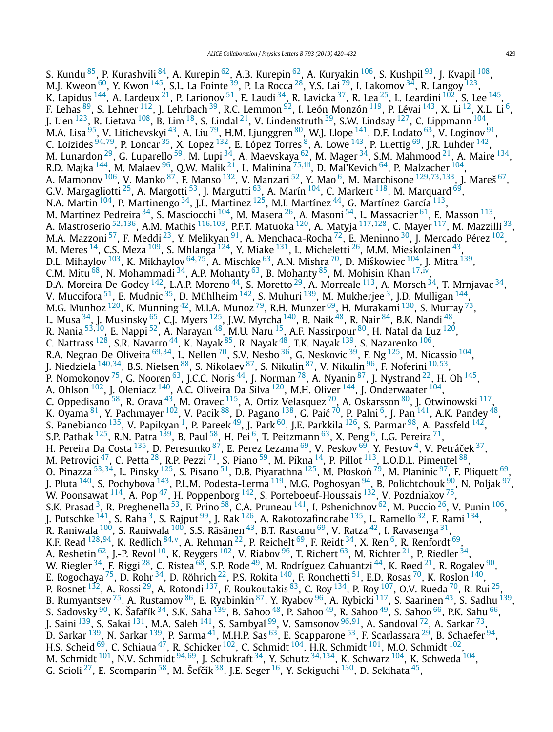S. Kundu [85], P. Kurashvili [84], A. Kurepin [62], A.B. Kurepin [62], A. Kuryakin [106], S. Kushpil [93], J. Kvapil [108], M.J. Kweon [60], Y. Kwon [145], S.L. La Pointe [39], P. La Rocca [28], Y.S. Lai [79], I. Lakomov [34], R. Langoy [123], K. Lapidus [144], A. Lardeux [21], P. Larionov [51], E. Laudi [34], R. Lavicka [37], R. Lea [25], L. Leardini [102], S. Lee [145], F. Lehas [89], S. Lehner [112], J. Lehrbach [39], R.C. Lemmon [92], I. León Monzón [119], P. Lévai [143], X. Li [12], X.L. Li [6], J. Lien [123], R. Lietava [108], B. Lim [18], S. Lindal [21], V. Lindenstruth [39], S.W. Lindsay [127], C. Lippmann [104], M.A. Lisa [95], V. Litichevskyi [43], A. Liu [79], H.M. Ljunggren [80], W.J. Llope [141], D.F. Lodato [63], V. Loginov [91], C. Loizides [94,79], P. Loncar [35], X. Lopez [132], E. López Torres [8], A. Lowe [143], P. Luettig [69], J.R. Luhder [142], M. Lunardon [29], G. Luparello [59], M. Lupi [34], A. Maevskaya [62], M. Mager [34], S.M. Mahmood [21], A. Maire [134], R.D. Majka [144], M. Malaev [96], Q.W. Malik [21], L. Malinina [75,iii], D. Mal'Kevich [64], P. Malzacher [104], A. Mamonov [106], V. Manko [87], F. Manso [132], V. Manzari [52], Y. Mao [6], M. Marchisone [129,73,133], J. Mareš [67], G.V. Margagliotti [25], A. Margotti [53], J. Margutti [63], A. Marín [104], C. Markert [118], M. Marquard [69], N.A. Martin [104], P. Martinengo [34], J.L. Martinez [125], M.I. Martínez [44], G. Martínez García [113], M. Martinez Pedreira [34], S. Masciocchi [104], M. Masera [26], A. Masoni [54], L. Massacrier [61], E. Masson [113], A. Mastroserio [52,136], A.M. Mathis [116,103], P.F.T. Matuoka [120], A. Matyja [117,128], C. Mayer [117], M. Mazzilli [33], M.A. Mazzoni [57], F. Meddi [23], Y. Melikyan [91], A. Menchaca-Rocha [72], E. Meninno [30], J. Mercado Pérez [102], M. Meres [14], C.S. Meza [109], S. Mhlanga [124], Y. Miake [131], L. Micheletti [26], M.M. Mieskolainen [43], D.L. Mihaylov [103], K. Mikhaylov [64,75], A. Mischke [63], A.N. Mishra [70], D. Miśkowiec [104], J. Mitra [139], C.M. Mitu [68], N. Mohammadi [34], A.P. Mohanty [63], B. Mohanty [85], M. Mohisin Khan [17,iv], D.A. Moreira De Godoy [142], L.A.P. Moreno [44], S. Moretto [29], A. Morreale [113], A. Morsch [34], T. Mrnjavac [34], V. Muccifora [51], E. Mudnic [35], D. Mühlheim [142], S. Muhuri [139], M. Mukherjee [3], J.D. Mulligan [144], M.G. Munhoz [120], K. Münning [42], M.I.A. Munoz [79], R.H. Munzer [69], H. Murakami [130], S. Murray [73], L. Musa [34], J. Musinsky [65], C.J. Myers [125], J.W. Myrcha [140], B. Naik [48], R. Nair [84], B.K. Nandi [48], R. Nania [53,10], E. Nappi [52], A. Narayan [48], M.U. Naru [15], A.F. Nassirpour [80], H. Natal da Luz [120], C. Nattrass [128], S.R. Navarro [44], K. Nayak [85], R. Nayak [48], T.K. Nayak [139], S. Nazarenko [106], R.A. Negrao De Oliveira [69,34], L. Nellen [70], S.V. Nesbo [36], G. Neskovic [39], F. Ng [125], M. Nicassio [104], J. Niedziela [140,34], B.S. Nielsen [88], S. Nikolaev [87], S. Nikulin [87], V. Nikulin [96], F. Noferini [10,53], P. Nomokonov [75], G. Nooren [63], J.C.C. Noris [44], J. Norman [78], A. Nyanin [87], J. Nystrand [22], H. Oh [145], A. Ohlson [102], J. Oleniacz [140], A.C. Oliveira Da Silva [120], M.H. Oliver [144], J. Onderwaater [104], C. Oppedisano [58], R. Orava [43], M. Oravec [115], A. Ortiz Velasquez [70], A. Oskarsson [80], J. Otwinowski [117], K. Oyama [81], Y. Pachmayer [102], V. Pacik [88], D. Pagano [138], G. Paić [70], P. Palni [6], J. Pan [141], A.K. Pandey [48], S. Panebianco [135], V. Papikyan [1], P. Pareek [49], J. Park [60], J.E. Parkkila [126], S. Parmar [98], A. Passfeld [142], S.P. Pathak [125], R.N. Patra [139], B. Paul [58], H. Pei [6], T. Peitzmann [63], X. Peng [6], L.G. Pereira [71], H. Pereira Da Costa [135], D. Peresunko [87], E. Perez Lezama [69], V. Peskov [69], Y. Pestov [4], V. Petráček [37], M. Petrovici [47], C. Petta [28], R.P. Pezzi [71], S. Piano [59], M. Pikna [14], P. Pillot [113], L.O.D.L. Pimentel [88], O. Pinazza [53,34], L. Pinsky [125], S. Pisano [51], D.B. Piyarathna [125], M. Płoskoń [79], M. Planinic [97], F. Pliquett [69], J. Pluta [140], S. Pochybova [143], P.L.M. Podesta-Lerma [119], M.G. Poghosyan [94], B. Polichtchouk [90], N. Poljak [97], W. Poonsawat [114], A. Pop [47], H. Poppenborg [142], S. Porteboeuf-Houssais [132], V. Pozdniakov [75], S.K. Prasad [3], R. Preghenella [53], F. Prino [58], C.A. Pruneau [141], I. Pshenichnov [62], M. Puccio [26], V. Punin [106], J. Putschke [141], S. Raha [3], S. Rajput [99], J. Rak [126], A. Rakotozafindrabe [135], L. Ramello [32], F. Rami [134], R. Raniwala [100], S. Raniwala [100], S.S. Räsänen [43], B.T. Rascanu [69], V. Ratza [42], I. Ravasenga [31], K.F. Read [128,94], K. Redlich [84,v], A. Rehman [22], P. Reichelt [69], F. Reidt [34], X. Ren [6], R. Renfordt [69], A. Reshetin [62], J.-P. Revol [10], K. Reygers [102], V. Riabov [96], T. Richert [63], M. Richter [21], P. Riedler [34], W. Riegler [34], F. Riggi [28], C. Ristea [68], S.P. Rode [49], M. Rodríguez Cahuantzi [44], K. Røed [21], R. Rogalev [90], E. Rogochaya [75], D. Rohr [34], D. Röhrich [22], P.S. Rokita [140], F. Ronchetti [51], E.D. Rosas [70], K. Roslon [140], P. Rosnet [132], A. Rossi [29], A. Rotondi [137], F. Roukoutakis [83], C. Roy [134], P. Roy [107], O.V. Rueda [70], R. Rui [25], B. Rumyantsev [75], A. Rustamov [86], E. Ryabinkin [87], Y. Ryabov [96], A. Rybicki [117], S. Saarinen [43], S. Sadhu [139], S. Sadovsky [90], K. Šafařík [34], S.K. Saha [139], B. Sahoo [48], P. Sahoo [49], R. Sahoo [49], S. Sahoo [66], P.K. Sahu [66], J. Saini [139], S. Sakai [131], M.A. Saleh [141], S. Sambyal [99], V. Samsonov [96,91], A. Sandoval [72], A. Sarkar [73], D. Sarkar [139], N. Sarkar [139], P. Sarma [41], M.H.P. Sas [63], E. Scapparone [53], F. Scarlassara [29], B. Schaefer [94], H.S. Scheid [69], C. Schiaua [47], R. Schicker [102], C. Schmidt [104], H.R. Schmidt [101], M.O. Schmidt [102], M. Schmidt [101], N.V. Schmidt [94,69], J. Schukraft [34], Y. Schutz [34,134], K. Schwarz [104], K. Schweda [104], G. Scioli [27], E. Scomparin [58], M. Šefčík [38], J.E. Seger [16], Y. Sekiguchi [130], D. Sekihata [45],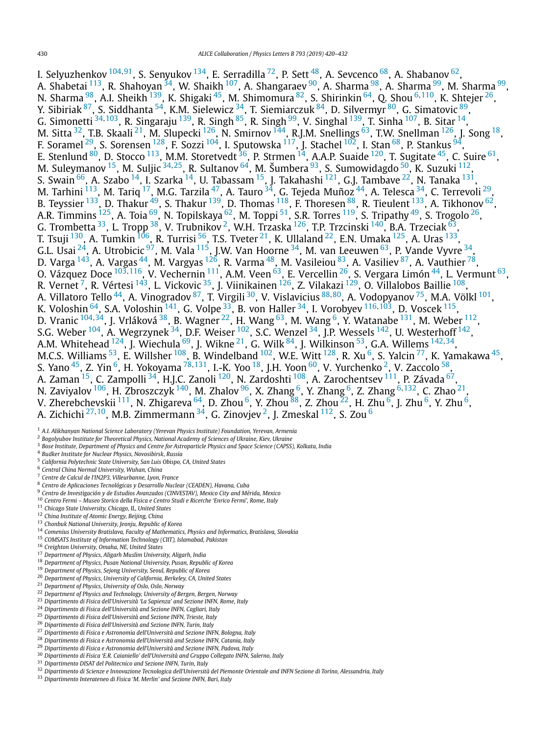I. Selyuzhenkov [104,91], S. Senyukov [134], E. Serradilla [72], P. Sett [48], A. Sevcenco [68], A. Shabanov [62], A. Shabetai [113], R. Shahoyan [34], W. Shaikh [107], A. Shangaraev [90], A. Sharma [98], A. Sharma [99], M. Sharma [99], N. Sharma [98], A.I. Sheikh [139], K. Shigaki [45], M. Shimomura [82], S. Shirinkin [64], Q. Shou [6,110], K. Shtejer [26], Y. Sibiriak [87], S. Siddhanta [54], K.M. Sielewicz [34], T. Siemiarczuk [84], D. Silvermyr [80], G. Simatovic [89], G. Simonetti [34,103], R. Singaraju [139], R. Singh [85], R. Singh [99], V. Singhal [139], T. Sinha [107], B. Sitar [14], M. Sitta [32], T.B. Skaali [21], M. Slupecki [126], N. Smirnov [144], R.J.M. Snellings [63], T.W. Snellman [126], J. Song [18], F. Soramel [29], S. Sorensen [128], F. Sozzi [104], I. Sputowska [117], J. Stachel [102], I. Stan [68], P. Stankus [94], E. Stenlund [80], D. Stocco [113], M.M. Storetvedt [36], P. Strmen [14], A.A.P. Suaide [120], T. Sugitate [45], C. Suire [61], M. Suleymanov [15], M. Suljic [34,25], R. Sultanov [64], M. Šumbera [93], S. Sumowidagdo [50], K. Suzuki [112], S. Swain [66], A. Szabo [14], I. Szarka [14], U. Tabassam [15], J. Takahashi [121], G.J. Tambave [22], N. Tanaka [131], M. Tarhini [113], M. Tariq [17], M.G. Tarzila [47], A. Tauro [34], G. Tejeda Muñoz [44], A. Telesca [34], C. Terrevoli [29], B. Teyssier [133], D. Thakur [49], S. Thakur [139], D. Thomas [118], F. Thoresen [88], R. Tieulent [133], A. Tikhonov [62], A.R. Timmins [125], A. Toia [69], N. Topilskaya [62], M. Toppi [51], S.R. Torres [119], S. Tripathy [49], S. Trogolo [26], G. Trombetta [33], L. Tropp [38], V. Trubnikov [2], W.H. Trzaska [126], T.P. Trzcinski [140], B.A. Trzeciak [63], T. Tsuji [130], A. Tumkin [106], R. Turrisi [56], T.S. Tveter [21], K. Ullaland [22], E.N. Umaka [125], A. Uras [133], G.L. Usai [24], A. Utrobicic [97], M. Vala [115], J.W. Van Hoorne [34], M. van Leeuwen [63], P. Vande Vyvre [34], D. Varga [143], A. Vargas [44], M. Vargyas [126], R. Varma [48], M. Vasileiou [83], A. Vasiliev [87], A. Vauthier [78], O. Vázquez Doce [103,116], V. Vechernin [111], A.M. Veen [63], E. Vercellin [26], S. Vergara Limón [44], L. Vermunt [63], R. Vernet [7], R. Vértesi [143], L. Vickovic [35], J. Viinikainen [126], Z. Vilakazi [129], O. Villalobos Baillie [108], A. Villatoro Tello [44], A. Vinogradov [87], T. Virgili [30], V. Vislavicius [88,80], A. Vodopyanov [75], M.A. Völkl [101], K. Voloshin [64], S.A. Voloshin [141], G. Volpe [33], B. von Haller [34], I. Vorobyev [116,103], D. Voscek [115], D. Vranic [104,34], J. Vrláková [38], B. Wagner [22], H. Wang [63], M. Wang [6], Y. Watanabe [131], M. Weber [112], S.G. Weber [104], A. Wegrzynek [34], D.F. Weiser [102], S.C. Wenzel [34], J.P. Wessels [142], U. Westerhoff [142], A.M. Whitehead [124], J. Wiechula [69], J. Wikne [21], G. Wilk [84], J. Wilkinson [53], G.A. Willems [142,34], M.C.S. Williams [53], E. Willsher [108], B. Windelband [102], W.E. Witt [128], R. Xu [6], S. Yalcin [77], K. Yamakawa [45], S. Yano [45], Z. Yin [6], H. Yokoyama [78,131], I.-K. Yoo [18], J.H. Yoon [60], V. Yurchenko [2], V. Zaccolo [58], A. Zaman [15], C. Zampolli [34], H.J.C. Zanoli [120], N. Zardoshti [108], A. Zarochentsev [111], P. Závada [67], N. Zaviyalov [106], H. Zbroszczyk [140], M. Zhalov [96], X. Zhang [6], Y. Zhang [6], Z. Zhang [6,132], C. Zhao [21], V. Zherebchevskii [111], N. Zhigareva [64], D. Zhou [6], Y. Zhou [88], Z. Zhou [22], H. Zhu [6], J. Zhu [6], Y. Zhu [6], A. Zichichi [27,10], M.B. Zimmermann [34], G. Zinovjev [2], J. Zmeskal [112], S. Zou [6]

[1] *A.I. Alikhanyan National Science Laboratory (Yerevan Physics Institute) Foundation, Yerevan, Armenia*
[2] *Bogolyubov Institute for Theoretical Physics, National Academy of Sciences of Ukraine, Kiev, Ukraine*
[3] *Bose Institute, Department of Physics and Centre for Astroparticle Physics and Space Science (CAPSS), Kolkata, India*
[4] *Budker Institute for Nuclear Physics, Novosibirsk, Russia*
[5] *California Polytechnic State University, San Luis Obispo, CA, United States*
[6] *Central China Normal University, Wuhan, China*
[7] *Centre de Calcul de l'IN2P3, Villeurbanne, Lyon, France*
[8] *Centro de Aplicaciones Tecnológicas y Desarrollo Nuclear (CEADEN), Havana, Cuba*
[9] *Centro de Investigación y de Estudios Avanzados (CINVESTAV), Mexico City and Mérida, Mexico*
[10] *Centro Fermi – Museo Storico della Fisica e Centro Studi e Ricerche 'Enrico Fermi', Rome, Italy*
[11] *Chicago State University, Chicago, IL, United States*
[12] *China Institute of Atomic Energy, Beijing, China*
[13] *Chonbuk National University, Jeonju, Republic of Korea*
[14] *Comenius University Bratislava, Faculty of Mathematics, Physics and Informatics, Bratislava, Slovakia*
[15] *COMSATS Institute of Information Technology (CIIT), Islamabad, Pakistan*
[16] *Creighton University, Omaha, NE, United States*
[17] *Department of Physics, Aligarh Muslim University, Aligarh, India*
[18] *Department of Physics, Pusan National University, Pusan, Republic of Korea*
[19] *Department of Physics, Sejong University, Seoul, Republic of Korea*
[20] *Department of Physics, University of California, Berkeley, CA, United States*
[21] *Department of Physics, University of Oslo, Oslo, Norway*
[22] *Department of Physics and Technology, University of Bergen, Bergen, Norway*
[23] *Dipartimento di Fisica dell'Università 'La Sapienza' and Sezione INFN, Rome, Italy*
[24] *Dipartimento di Fisica dell'Università and Sezione INFN, Cagliari, Italy*
[25] *Dipartimento di Fisica dell'Università and Sezione INFN, Trieste, Italy*
[26] *Dipartimento di Fisica dell'Università and Sezione INFN, Turin, Italy*
[27] *Dipartimento di Fisica e Astronomia dell'Università and Sezione INFN, Bologna, Italy*
[28] *Dipartimento di Fisica e Astronomia dell'Università and Sezione INFN, Catania, Italy*
[29] *Dipartimento di Fisica e Astronomia dell'Università and Sezione INFN, Padova, Italy*
[30] *Dipartimento di Fisica 'E.R. Caianiello' dell'Università and Gruppo Collegato INFN, Salerno, Italy*
[31] *Dipartimento DISAT del Politecnico and Sezione INFN, Turin, Italy*
[32] *Dipartimento di Scienze e Innovazione Tecnologica dell'Università del Piemonte Orientale and INFN Sezione di Torino, Alessandria, Italy*
[33] *Dipartimento Interateneo di Fisica 'M. Merlin' and Sezione INFN, Bari, Italy*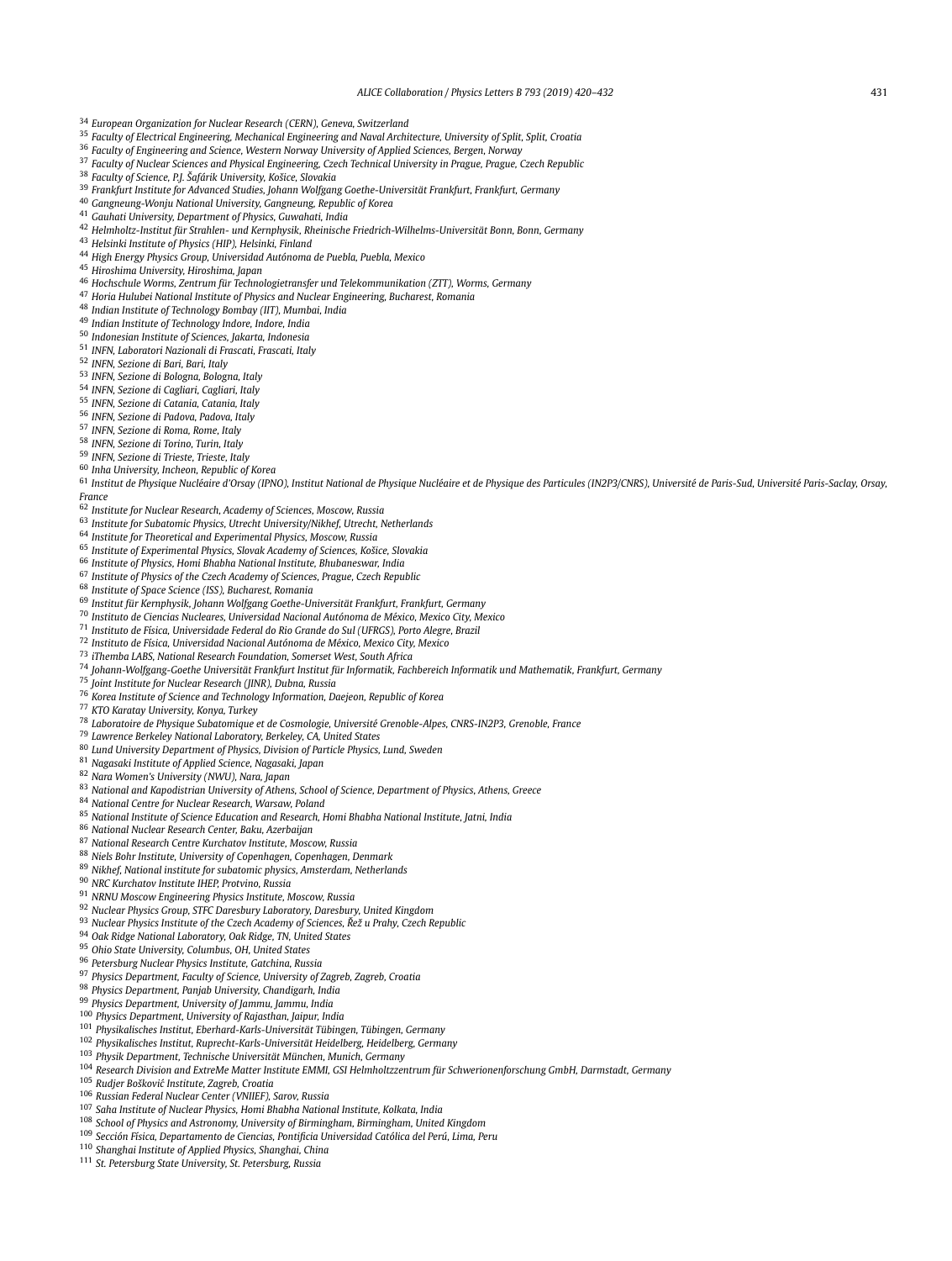[34] European Organization for Nuclear Research (CERN), Geneva, Switzerland
[35] Faculty of Electrical Engineering, Mechanical Engineering and Naval Architecture, University of Split, Split, Croatia
[36] Faculty of Engineering and Science, Western Norway University of Applied Sciences, Bergen, Norway
[37] Faculty of Nuclear Sciences and Physical Engineering, Czech Technical University in Prague, Prague, Czech Republic
[38] Faculty of Science, P.J. Šafárik University, Košice, Slovakia
[39] Frankfurt Institute for Advanced Studies, Johann Wolfgang Goethe-Universität Frankfurt, Frankfurt, Germany
[40] Gangneung-Wonju National University, Gangneung, Republic of Korea
[41] Gauhati University, Department of Physics, Guwahati, India
[42] Helmholtz-Institut für Strahlen- und Kernphysik, Rheinische Friedrich-Wilhelms-Universität Bonn, Bonn, Germany
[43] Helsinki Institute of Physics (HIP), Helsinki, Finland
[44] High Energy Physics Group, Universidad Autónoma de Puebla, Puebla, Mexico
[45] Hiroshima University, Hiroshima, Japan
[46] Hochschule Worms, Zentrum für Technologietransfer und Telekommunikation (ZTT), Worms, Germany
[47] Horia Hulubei National Institute of Physics and Nuclear Engineering, Bucharest, Romania
[48] Indian Institute of Technology Bombay (IIT), Mumbai, India
[49] Indian Institute of Technology Indore, Indore, India
[50] Indonesian Institute of Sciences, Jakarta, Indonesia
[51] INFN, Laboratori Nazionali di Frascati, Frascati, Italy
[52] INFN, Sezione di Bari, Bari, Italy
[53] INFN, Sezione di Bologna, Bologna, Italy
[54] INFN, Sezione di Cagliari, Cagliari, Italy
[55] INFN, Sezione di Catania, Catania, Italy
[56] INFN, Sezione di Padova, Padova, Italy
[57] INFN, Sezione di Roma, Rome, Italy
[58] INFN, Sezione di Torino, Turin, Italy
[59] INFN, Sezione di Trieste, Trieste, Italy
[60] Inha University, Incheon, Republic of Korea
[61] Institut de Physique Nucléaire d'Orsay (IPNO), Institut National de Physique Nucléaire et de Physique des Particules (IN2P3/CNRS), Université de Paris-Sud, Université Paris-Saclay, Orsay, France
[62] Institute for Nuclear Research, Academy of Sciences, Moscow, Russia
[63] Institute for Subatomic Physics, Utrecht University/Nikhef, Utrecht, Netherlands
[64] Institute for Theoretical and Experimental Physics, Moscow, Russia
[65] Institute of Experimental Physics, Slovak Academy of Sciences, Košice, Slovakia
[66] Institute of Physics, Homi Bhabha National Institute, Bhubaneswar, India
[67] Institute of Physics of the Czech Academy of Sciences, Prague, Czech Republic
[68] Institute of Space Science (ISS), Bucharest, Romania
[69] Institut für Kernphysik, Johann Wolfgang Goethe-Universität Frankfurt, Frankfurt, Germany
[70] Instituto de Ciencias Nucleares, Universidad Nacional Autónoma de México, Mexico City, Mexico
[71] Instituto de Física, Universidade Federal do Rio Grande do Sul (UFRGS), Porto Alegre, Brazil
[72] Instituto de Física, Universidad Nacional Autónoma de México, Mexico City, Mexico
[73] iThemba LABS, National Research Foundation, Somerset West, South Africa
[74] Johann-Wolfgang-Goethe Universität Frankfurt Institut für Informatik, Fachbereich Informatik und Mathematik, Frankfurt, Germany
[75] Joint Institute for Nuclear Research (JINR), Dubna, Russia
[76] Korea Institute of Science and Technology Information, Daejeon, Republic of Korea
[77] KTO Karatay University, Konya, Turkey
[78] Laboratoire de Physique Subatomique et de Cosmologie, Université Grenoble-Alpes, CNRS-IN2P3, Grenoble, France
[79] Lawrence Berkeley National Laboratory, Berkeley, CA, United States
[80] Lund University Department of Physics, Division of Particle Physics, Lund, Sweden
[81] Nagasaki Institute of Applied Science, Nagasaki, Japan
[82] Nara Women's University (NWU), Nara, Japan
[83] National and Kapodistrian University of Athens, School of Science, Department of Physics, Athens, Greece
[84] National Centre for Nuclear Research, Warsaw, Poland
[85] National Institute of Science Education and Research, Homi Bhabha National Institute, Jatni, India
[86] National Nuclear Research Center, Baku, Azerbaijan
[87] National Research Centre Kurchatov Institute, Moscow, Russia
[88] Niels Bohr Institute, University of Copenhagen, Copenhagen, Denmark
[89] Nikhef, National institute for subatomic physics, Amsterdam, Netherlands
[90] NRC Kurchatov Institute IHEP, Protvino, Russia
[91] NRNU Moscow Engineering Physics Institute, Moscow, Russia
[92] Nuclear Physics Group, STFC Daresbury Laboratory, Daresbury, United Kingdom
[93] Nuclear Physics Institute of the Czech Academy of Sciences, Řež u Prahy, Czech Republic
[94] Oak Ridge National Laboratory, Oak Ridge, TN, United States
[95] Ohio State University, Columbus, OH, United States
[96] Petersburg Nuclear Physics Institute, Gatchina, Russia
[97] Physics Department, Faculty of Science, University of Zagreb, Zagreb, Croatia
[98] Physics Department, Panjab University, Chandigarh, India
[99] Physics Department, University of Jammu, Jammu, India
[100] Physics Department, University of Rajasthan, Jaipur, India
[101] Physikalisches Institut, Eberhard-Karls-Universität Tübingen, Tübingen, Germany
[102] Physikalisches Institut, Ruprecht-Karls-Universität Heidelberg, Heidelberg, Germany
[103] Physik Department, Technische Universität München, Munich, Germany
[104] Research Division and ExtreMe Matter Institute EMMI, GSI Helmholtzzentrum für Schwerionenforschung GmbH, Darmstadt, Germany
[105] Rudjer Bošković Institute, Zagreb, Croatia
[106] Russian Federal Nuclear Center (VNIIEF), Sarov, Russia
[107] Saha Institute of Nuclear Physics, Homi Bhabha National Institute, Kolkata, India
[108] School of Physics and Astronomy, University of Birmingham, Birmingham, United Kingdom
[109] Sección Física, Departamento de Ciencias, Pontificia Universidad Católica del Perú, Lima, Peru
[110] Shanghai Institute of Applied Physics, Shanghai, China
[111] St. Petersburg State University, St. Petersburg, Russia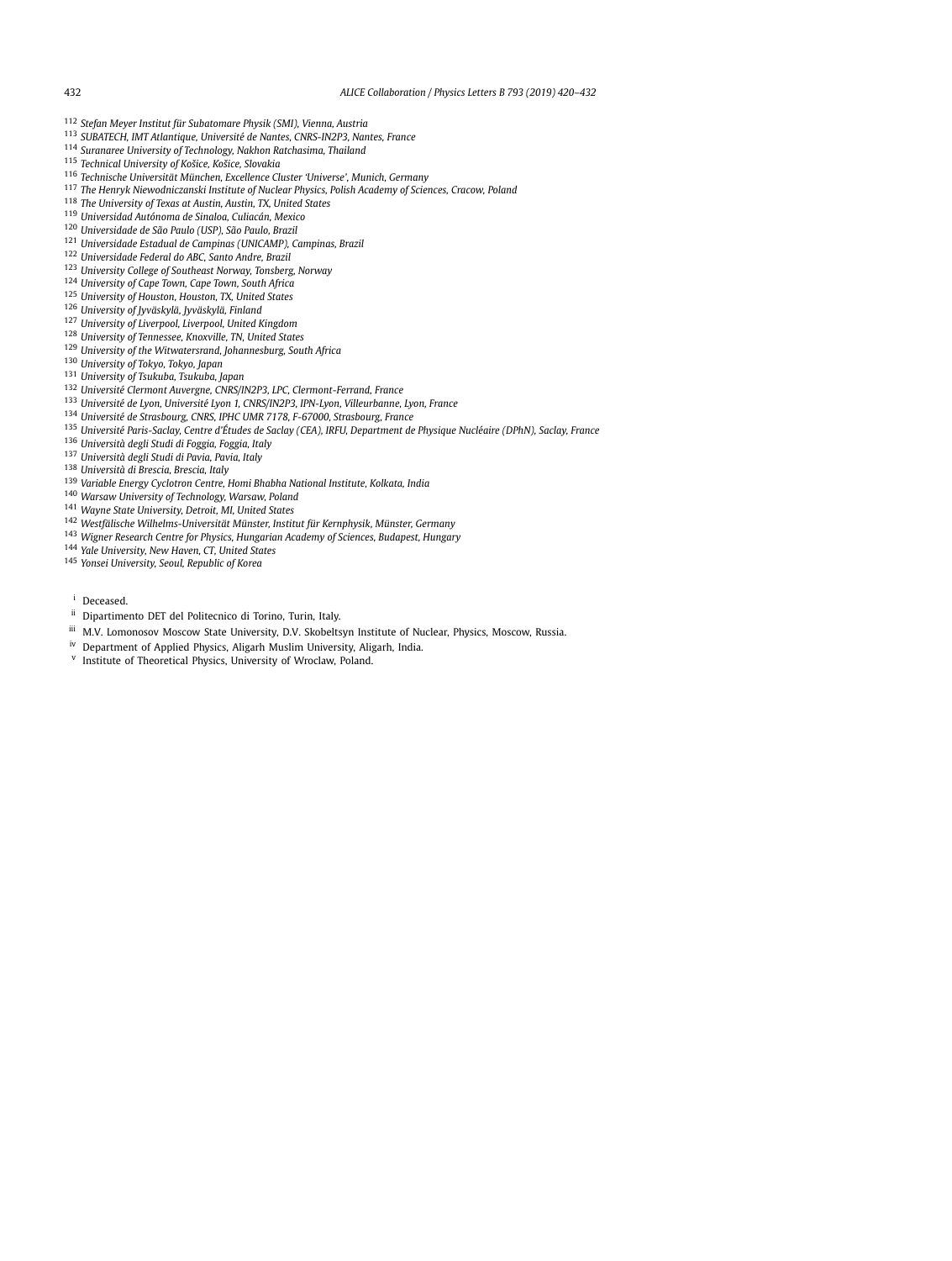[112] Stefan Meyer Institut für Subatomare Physik (SMI), Vienna, Austria
[113] SUBATECH, IMT Atlantique, Université de Nantes, CNRS-IN2P3, Nantes, France
[114] Suranaree University of Technology, Nakhon Ratchasima, Thailand
[115] Technical University of Košice, Košice, Slovakia
[116] Technische Universität München, Excellence Cluster 'Universe', Munich, Germany
[117] The Henryk Niewodniczanski Institute of Nuclear Physics, Polish Academy of Sciences, Cracow, Poland
[118] The University of Texas at Austin, Austin, TX, United States
[119] Universidad Autónoma de Sinaloa, Culiacán, Mexico
[120] Universidade de São Paulo (USP), São Paulo, Brazil
[121] Universidade Estadual de Campinas (UNICAMP), Campinas, Brazil
[122] Universidade Federal do ABC, Santo Andre, Brazil
[123] University College of Southeast Norway, Tonsberg, Norway
[124] University of Cape Town, Cape Town, South Africa
[125] University of Houston, Houston, TX, United States
[126] University of Jyväskylä, Jyväskylä, Finland
[127] University of Liverpool, Liverpool, United Kingdom
[128] University of Tennessee, Knoxville, TN, United States
[129] University of the Witwatersrand, Johannesburg, South Africa
[130] University of Tokyo, Tokyo, Japan
[131] University of Tsukuba, Tsukuba, Japan
[132] Université Clermont Auvergne, CNRS/IN2P3, LPC, Clermont-Ferrand, France
[133] Université de Lyon, Université Lyon 1, CNRS/IN2P3, IPN-Lyon, Villeurbanne, Lyon, France
[134] Université de Strasbourg, CNRS, IPHC UMR 7178, F-67000, Strasbourg, France
[135] Université Paris-Saclay, Centre d'Études de Saclay (CEA), IRFU, Department de Physique Nucléaire (DPhN), Saclay, France
[136] Università degli Studi di Foggia, Foggia, Italy
[137] Università degli Studi di Pavia, Pavia, Italy
[138] Università di Brescia, Brescia, Italy
[139] Variable Energy Cyclotron Centre, Homi Bhabha National Institute, Kolkata, India
[140] Warsaw University of Technology, Warsaw, Poland
[141] Wayne State University, Detroit, MI, United States
[142] Westfälische Wilhelms-Universität Münster, Institut für Kernphysik, Münster, Germany
[143] Wigner Research Centre for Physics, Hungarian Academy of Sciences, Budapest, Hungary
[144] Yale University, New Haven, CT, United States
[145] Yonsei University, Seoul, Republic of Korea

[i] Deceased.
[ii] Dipartimento DET del Politecnico di Torino, Turin, Italy.
[iii] M.V. Lomonosov Moscow State University, D.V. Skobeltsyn Institute of Nuclear, Physics, Moscow, Russia.
[iv] Department of Applied Physics, Aligarh Muslim University, Aligarh, India.
[v] Institute of Theoretical Physics, University of Wroclaw, Poland.